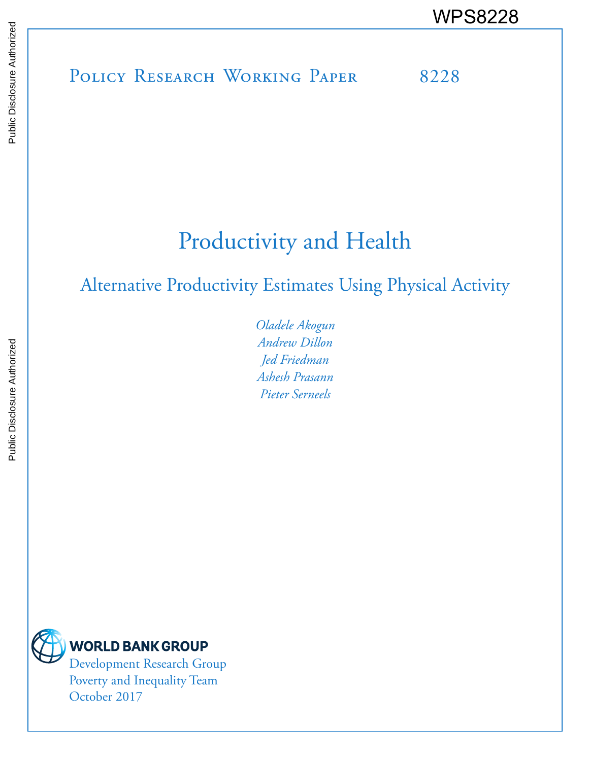WPS8228

Policy Research Working Paper 8228

# Productivity and Health

## Alternative Productivity Estimates Using Physical Activity

*Oladele Akogun*
*Andrew Dillon*
*Jed Friedman*
*Ashesh Prasann*
*Pieter Serneels*

WORLD BANK GROUP
Development Research Group
Poverty and Inequality Team
October 2017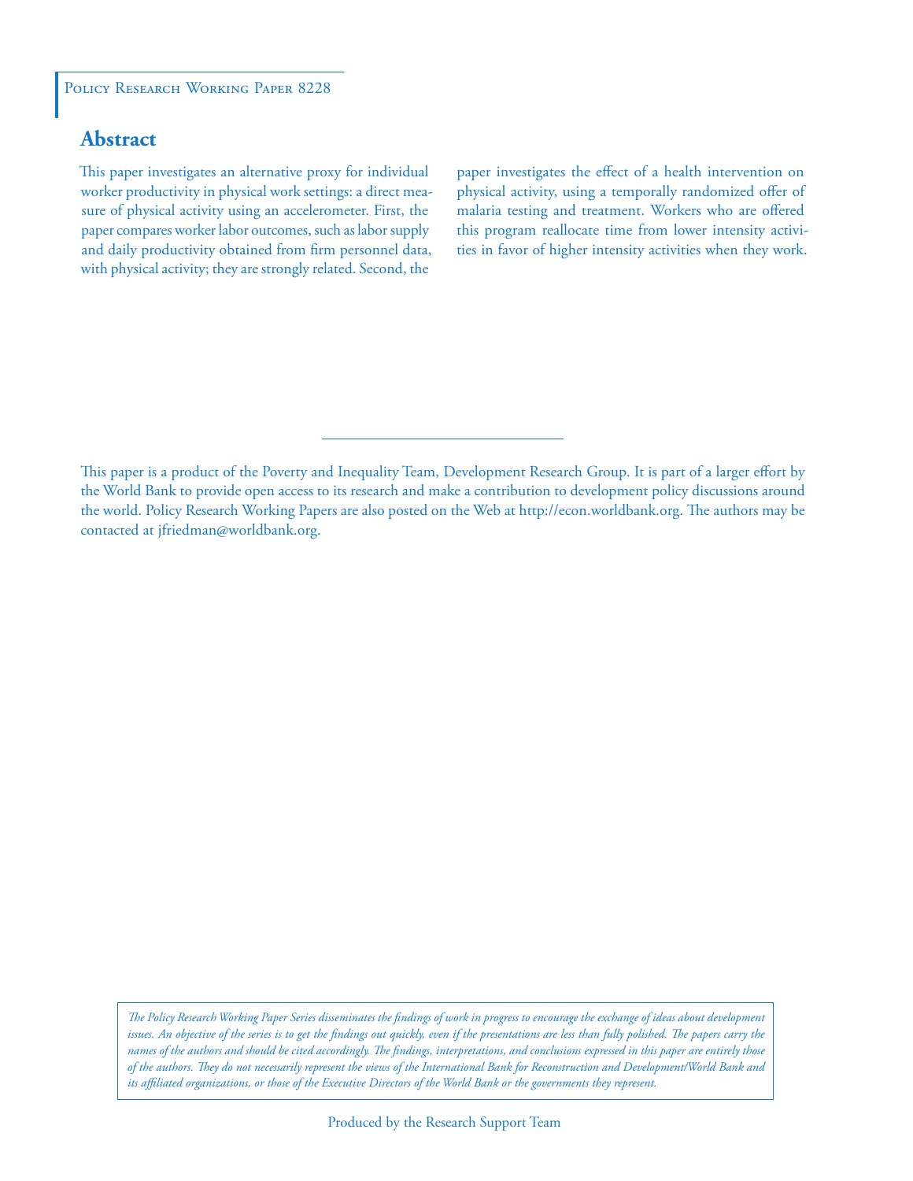Policy Research Working Paper 8228

## Abstract

This paper investigates an alternative proxy for individual worker productivity in physical work settings: a direct measure of physical activity using an accelerometer. First, the paper compares worker labor outcomes, such as labor supply and daily productivity obtained from firm personnel data, with physical activity; they are strongly related. Second, the paper investigates the effect of a health intervention on physical activity, using a temporally randomized offer of malaria testing and treatment. Workers who are offered this program reallocate time from lower intensity activities in favor of higher intensity activities when they work.

This paper is a product of the Poverty and Inequality Team, Development Research Group. It is part of a larger effort by the World Bank to provide open access to its research and make a contribution to development policy discussions around the world. Policy Research Working Papers are also posted on the Web at http://econ.worldbank.org. The authors may be contacted at jfriedman@worldbank.org.

*The Policy Research Working Paper Series disseminates the findings of work in progress to encourage the exchange of ideas about development issues. An objective of the series is to get the findings out quickly, even if the presentations are less than fully polished. The papers carry the names of the authors and should be cited accordingly. The findings, interpretations, and conclusions expressed in this paper are entirely those of the authors. They do not necessarily represent the views of the International Bank for Reconstruction and Development/World Bank and its affiliated organizations, or those of the Executive Directors of the World Bank or the governments they represent.*

Produced by the Research Support Team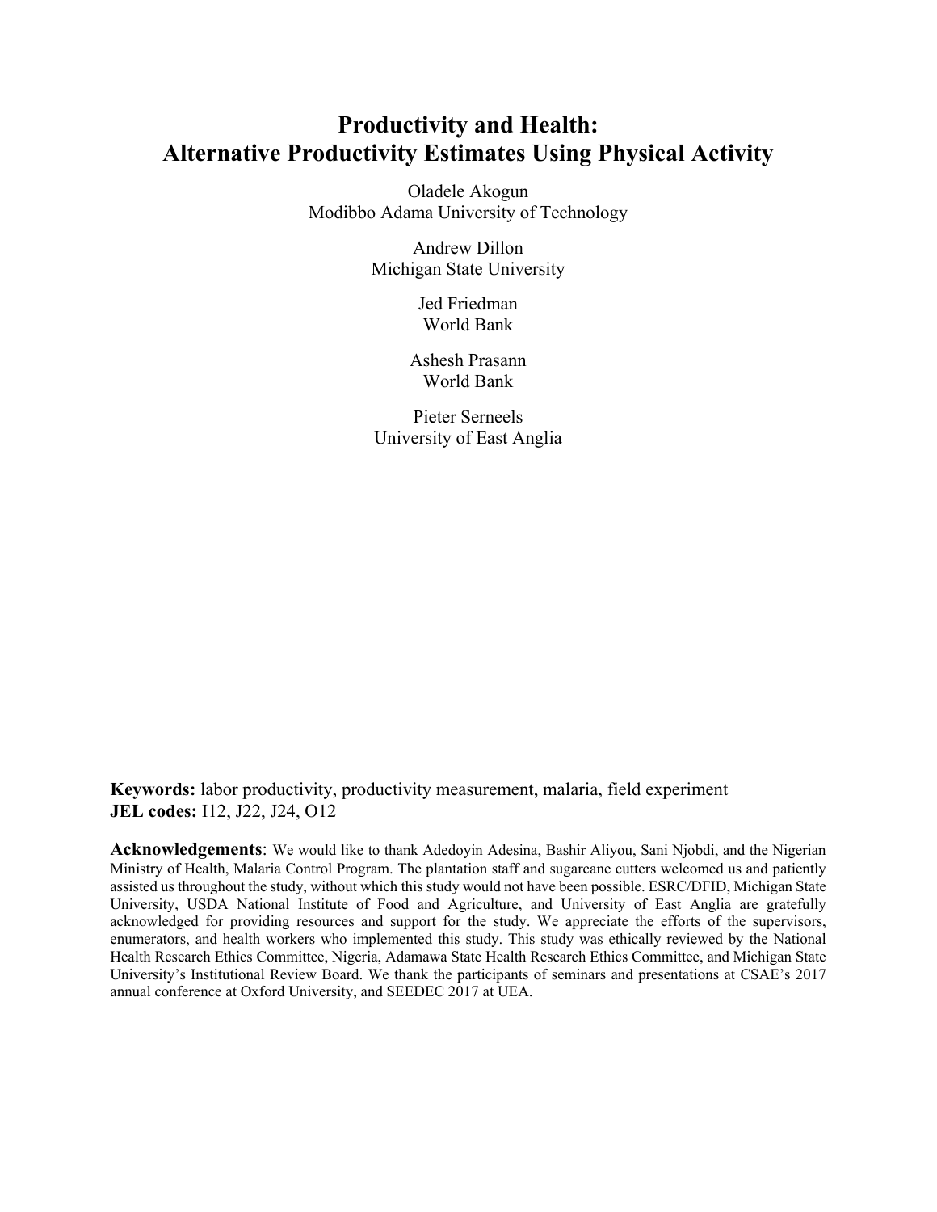# Productivity and Health: Alternative Productivity Estimates Using Physical Activity

Oladele Akogun
Modibbo Adama University of Technology

Andrew Dillon
Michigan State University

Jed Friedman
World Bank

Ashesh Prasann
World Bank

Pieter Serneels
University of East Anglia

**Keywords:** labor productivity, productivity measurement, malaria, field experiment
**JEL codes:** I12, J22, J24, O12

**Acknowledgements**: We would like to thank Adedoyin Adesina, Bashir Aliyou, Sani Njobdi, and the Nigerian Ministry of Health, Malaria Control Program. The plantation staff and sugarcane cutters welcomed us and patiently assisted us throughout the study, without which this study would not have been possible. ESRC/DFID, Michigan State University, USDA National Institute of Food and Agriculture, and University of East Anglia are gratefully acknowledged for providing resources and support for the study. We appreciate the efforts of the supervisors, enumerators, and health workers who implemented this study. This study was ethically reviewed by the National Health Research Ethics Committee, Nigeria, Adamawa State Health Research Ethics Committee, and Michigan State University's Institutional Review Board. We thank the participants of seminars and presentations at CSAE's 2017 annual conference at Oxford University, and SEEDEC 2017 at UEA.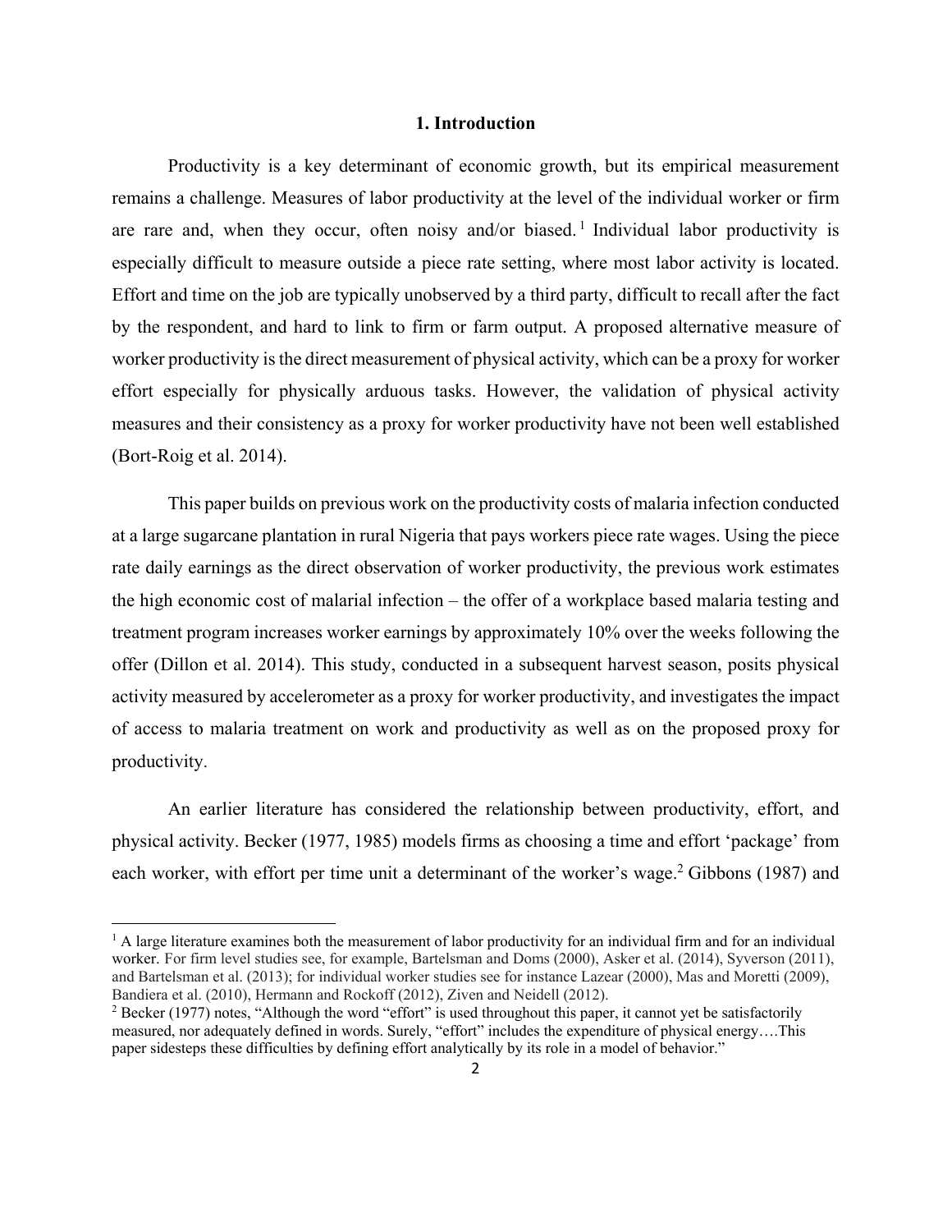# 1. Introduction

Productivity is a key determinant of economic growth, but its empirical measurement remains a challenge. Measures of labor productivity at the level of the individual worker or firm are rare and, when they occur, often noisy and/or biased.[1] Individual labor productivity is especially difficult to measure outside a piece rate setting, where most labor activity is located. Effort and time on the job are typically unobserved by a third party, difficult to recall after the fact by the respondent, and hard to link to firm or farm output. A proposed alternative measure of worker productivity is the direct measurement of physical activity, which can be a proxy for worker effort especially for physically arduous tasks. However, the validation of physical activity measures and their consistency as a proxy for worker productivity have not been well established (Bort-Roig et al. 2014).

This paper builds on previous work on the productivity costs of malaria infection conducted at a large sugarcane plantation in rural Nigeria that pays workers piece rate wages. Using the piece rate daily earnings as the direct observation of worker productivity, the previous work estimates the high economic cost of malarial infection – the offer of a workplace based malaria testing and treatment program increases worker earnings by approximately 10% over the weeks following the offer (Dillon et al. 2014). This study, conducted in a subsequent harvest season, posits physical activity measured by accelerometer as a proxy for worker productivity, and investigates the impact of access to malaria treatment on work and productivity as well as on the proposed proxy for productivity.

An earlier literature has considered the relationship between productivity, effort, and physical activity. Becker (1977, 1985) models firms as choosing a time and effort 'package' from each worker, with effort per time unit a determinant of the worker's wage.[2] Gibbons (1987) and

---

[1] A large literature examines both the measurement of labor productivity for an individual firm and for an individual worker. For firm level studies see, for example, Bartelsman and Doms (2000), Asker et al. (2014), Syverson (2011), and Bartelsman et al. (2013); for individual worker studies see for instance Lazear (2000), Mas and Moretti (2009), Bandiera et al. (2010), Hermann and Rockoff (2012), Ziven and Neidell (2012).

[2] Becker (1977) notes, "Although the word "effort" is used throughout this paper, it cannot yet be satisfactorily measured, nor adequately defined in words. Surely, "effort" includes the expenditure of physical energy….This paper sidesteps these difficulties by defining effort analytically by its role in a model of behavior."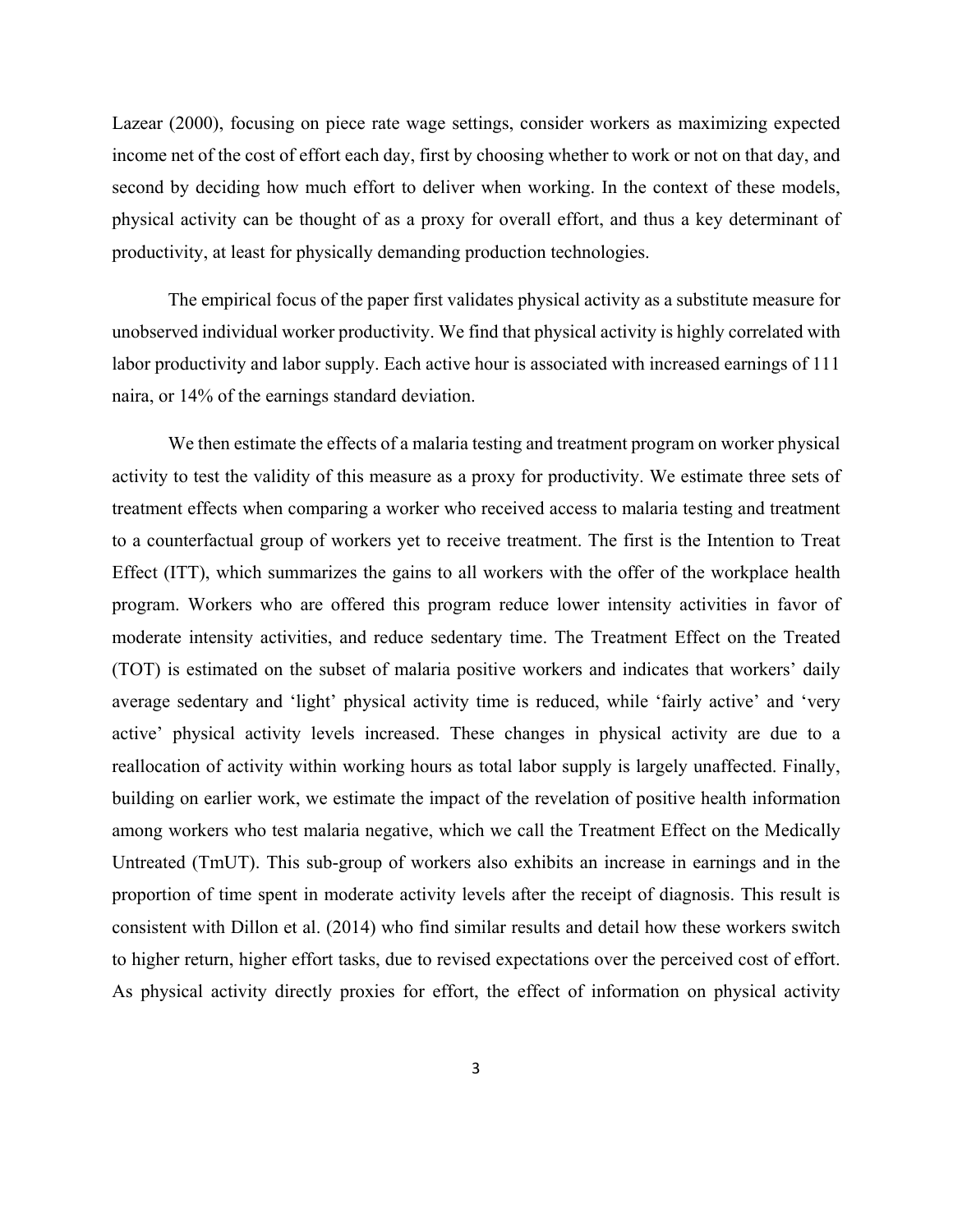Lazear (2000), focusing on piece rate wage settings, consider workers as maximizing expected income net of the cost of effort each day, first by choosing whether to work or not on that day, and second by deciding how much effort to deliver when working. In the context of these models, physical activity can be thought of as a proxy for overall effort, and thus a key determinant of productivity, at least for physically demanding production technologies.

The empirical focus of the paper first validates physical activity as a substitute measure for unobserved individual worker productivity. We find that physical activity is highly correlated with labor productivity and labor supply. Each active hour is associated with increased earnings of 111 naira, or 14% of the earnings standard deviation.

We then estimate the effects of a malaria testing and treatment program on worker physical activity to test the validity of this measure as a proxy for productivity. We estimate three sets of treatment effects when comparing a worker who received access to malaria testing and treatment to a counterfactual group of workers yet to receive treatment. The first is the Intention to Treat Effect (ITT), which summarizes the gains to all workers with the offer of the workplace health program. Workers who are offered this program reduce lower intensity activities in favor of moderate intensity activities, and reduce sedentary time. The Treatment Effect on the Treated (TOT) is estimated on the subset of malaria positive workers and indicates that workers' daily average sedentary and 'light' physical activity time is reduced, while 'fairly active' and 'very active' physical activity levels increased. These changes in physical activity are due to a reallocation of activity within working hours as total labor supply is largely unaffected. Finally, building on earlier work, we estimate the impact of the revelation of positive health information among workers who test malaria negative, which we call the Treatment Effect on the Medically Untreated (TmUT). This sub-group of workers also exhibits an increase in earnings and in the proportion of time spent in moderate activity levels after the receipt of diagnosis. This result is consistent with Dillon et al. (2014) who find similar results and detail how these workers switch to higher return, higher effort tasks, due to revised expectations over the perceived cost of effort. As physical activity directly proxies for effort, the effect of information on physical activity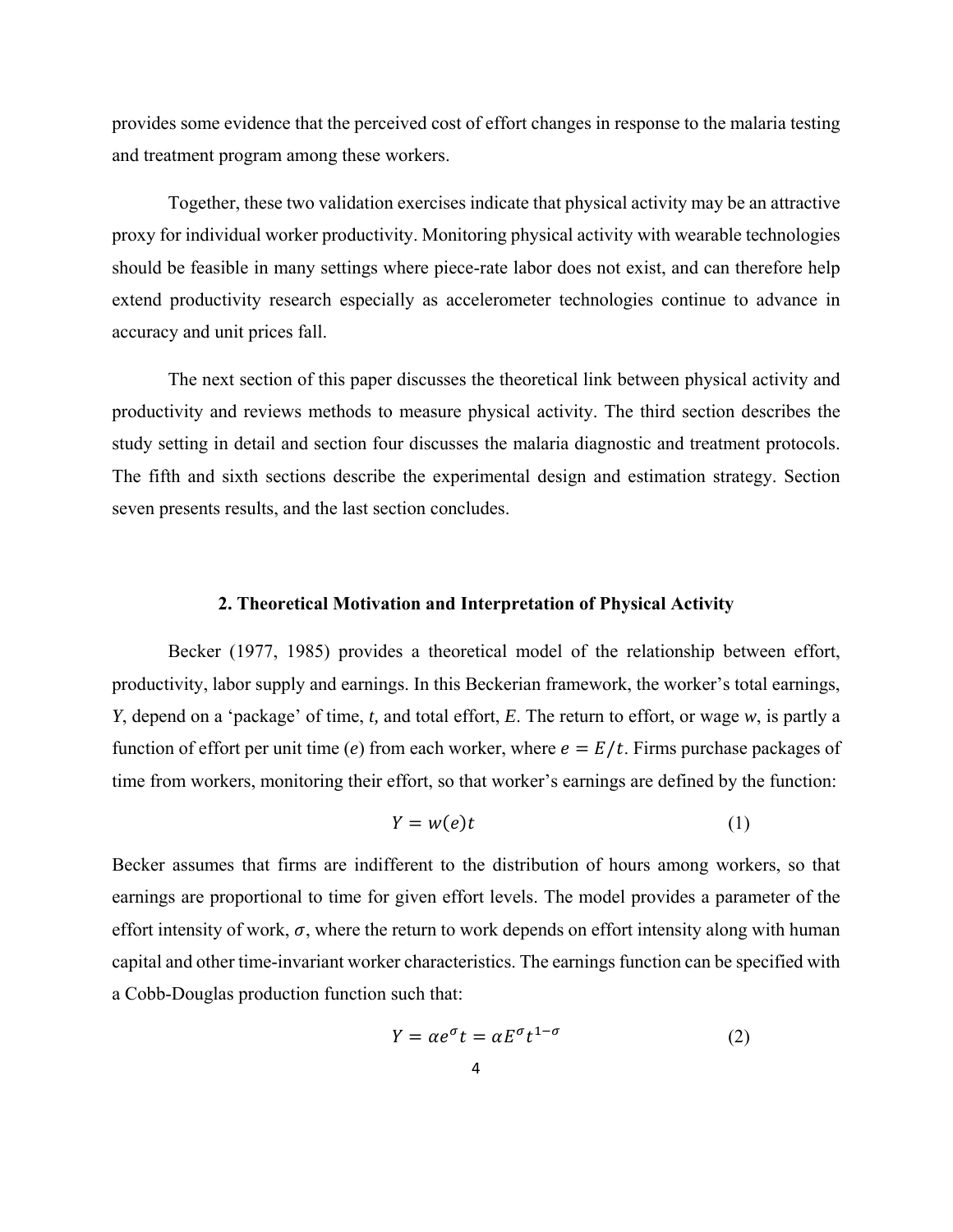provides some evidence that the perceived cost of effort changes in response to the malaria testing and treatment program among these workers.

Together, these two validation exercises indicate that physical activity may be an attractive proxy for individual worker productivity. Monitoring physical activity with wearable technologies should be feasible in many settings where piece-rate labor does not exist, and can therefore help extend productivity research especially as accelerometer technologies continue to advance in accuracy and unit prices fall.

The next section of this paper discusses the theoretical link between physical activity and productivity and reviews methods to measure physical activity. The third section describes the study setting in detail and section four discusses the malaria diagnostic and treatment protocols. The fifth and sixth sections describe the experimental design and estimation strategy. Section seven presents results, and the last section concludes.

## 2. Theoretical Motivation and Interpretation of Physical Activity

Becker (1977, 1985) provides a theoretical model of the relationship between effort, productivity, labor supply and earnings. In this Beckerian framework, the worker's total earnings, $Y$, depend on a 'package' of time, $t$, and total effort, $E$. The return to effort, or wage $w$, is partly a function of effort per unit time ($e$) from each worker, where $e = E/t$. Firms purchase packages of time from workers, monitoring their effort, so that worker's earnings are defined by the function:

$$Y = w(e)t \qquad (1)$$

Becker assumes that firms are indifferent to the distribution of hours among workers, so that earnings are proportional to time for given effort levels. The model provides a parameter of the effort intensity of work, $\sigma$, where the return to work depends on effort intensity along with human capital and other time-invariant worker characteristics. The earnings function can be specified with a Cobb-Douglas production function such that:

$$Y = \alpha e^{\sigma} t = \alpha E^{\sigma} t^{1-\sigma} \qquad (2)$$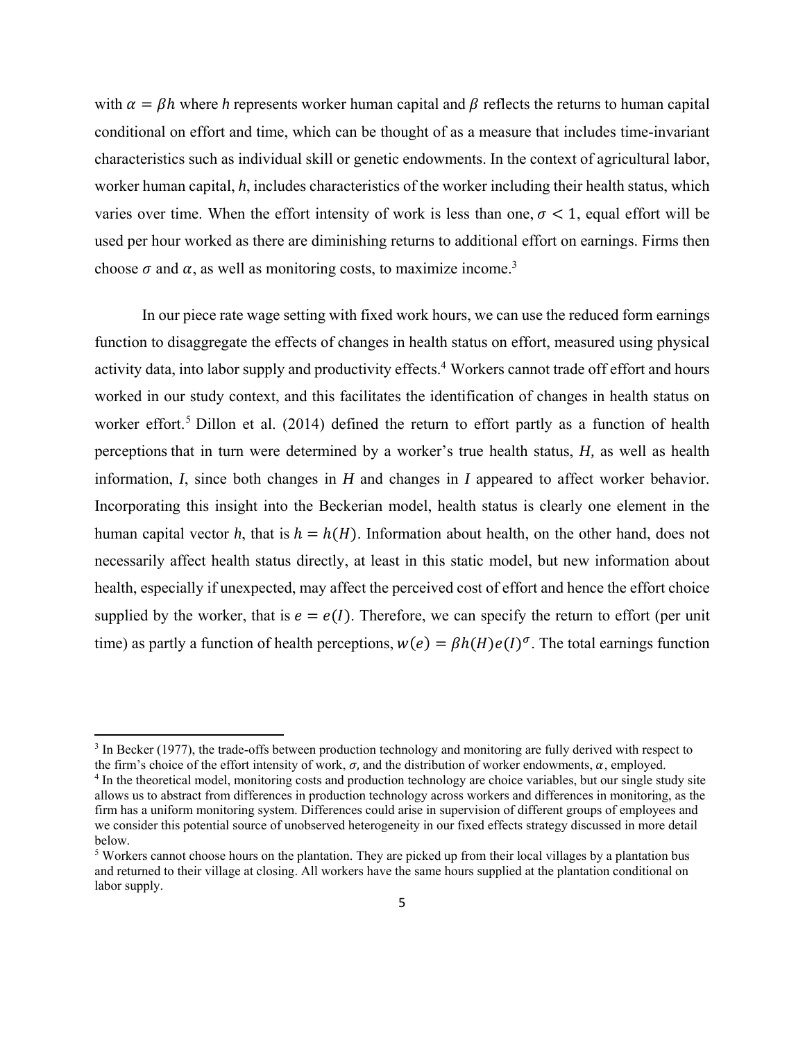with $\alpha = \beta h$ where $h$ represents worker human capital and $\beta$ reflects the returns to human capital conditional on effort and time, which can be thought of as a measure that includes time-invariant characteristics such as individual skill or genetic endowments. In the context of agricultural labor, worker human capital, $h$, includes characteristics of the worker including their health status, which varies over time. When the effort intensity of work is less than one, $\sigma < 1$, equal effort will be used per hour worked as there are diminishing returns to additional effort on earnings. Firms then choose $\sigma$ and $\alpha$, as well as monitoring costs, to maximize income.[3]

In our piece rate wage setting with fixed work hours, we can use the reduced form earnings function to disaggregate the effects of changes in health status on effort, measured using physical activity data, into labor supply and productivity effects.[4] Workers cannot trade off effort and hours worked in our study context, and this facilitates the identification of changes in health status on worker effort.[5] Dillon et al. (2014) defined the return to effort partly as a function of health perceptions that in turn were determined by a worker's true health status, $H$, as well as health information, $I$, since both changes in $H$ and changes in $I$ appeared to affect worker behavior. Incorporating this insight into the Beckerian model, health status is clearly one element in the human capital vector $h$, that is $h = h(H)$. Information about health, on the other hand, does not necessarily affect health status directly, at least in this static model, but new information about health, especially if unexpected, may affect the perceived cost of effort and hence the effort choice supplied by the worker, that is $e = e(I)$. Therefore, we can specify the return to effort (per unit time) as partly a function of health perceptions, $w(e) = \beta h(H) e(I)^{\sigma}$. The total earnings function

[3] In Becker (1977), the trade-offs between production technology and monitoring are fully derived with respect to the firm's choice of the effort intensity of work, $\sigma$, and the distribution of worker endowments, $\alpha$, employed.

[4] In the theoretical model, monitoring costs and production technology are choice variables, but our single study site allows us to abstract from differences in production technology across workers and differences in monitoring, as the firm has a uniform monitoring system. Differences could arise in supervision of different groups of employees and we consider this potential source of unobserved heterogeneity in our fixed effects strategy discussed in more detail below.

[5] Workers cannot choose hours on the plantation. They are picked up from their local villages by a plantation bus and returned to their village at closing. All workers have the same hours supplied at the plantation conditional on labor supply.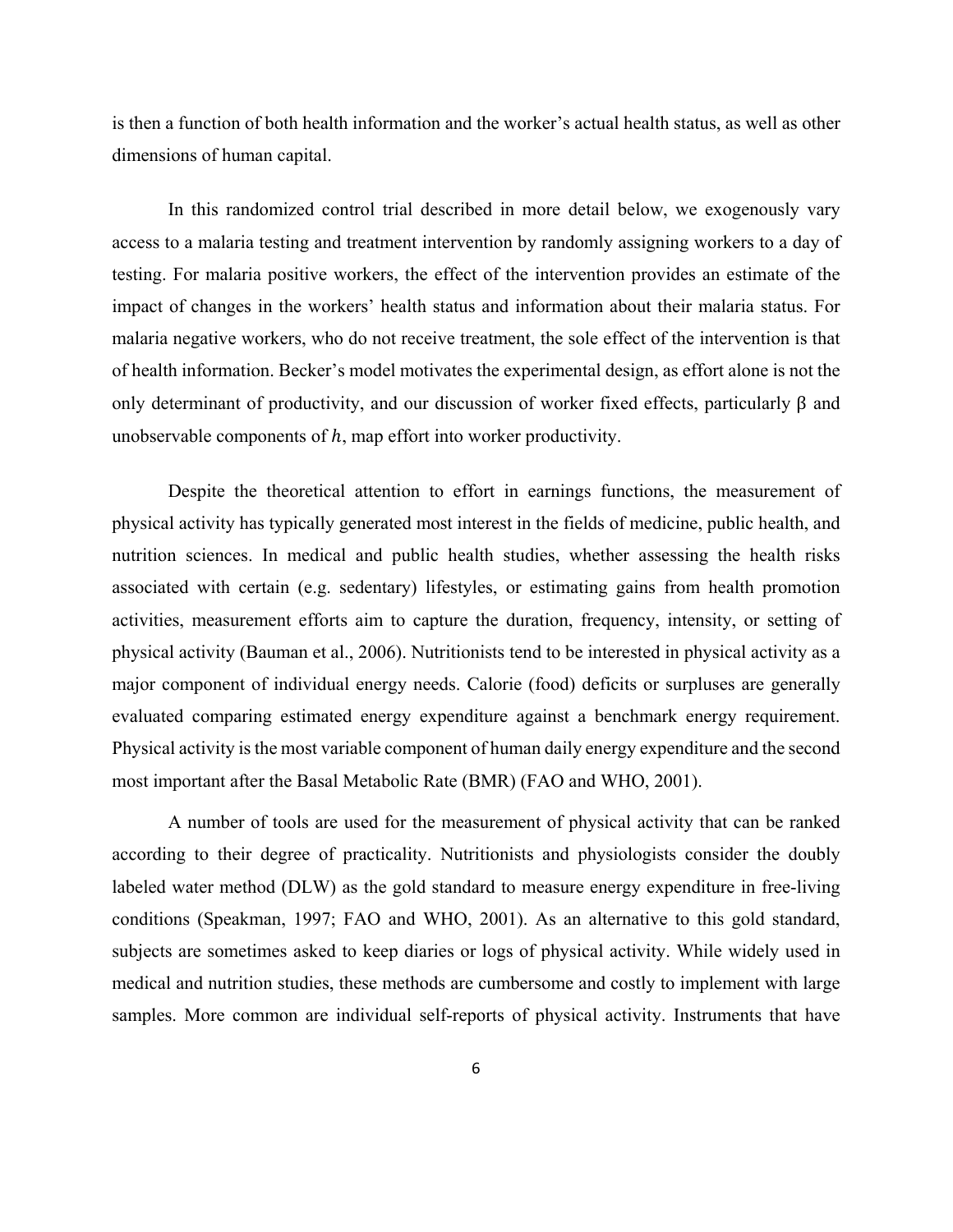is then a function of both health information and the worker's actual health status, as well as other dimensions of human capital.

In this randomized control trial described in more detail below, we exogenously vary access to a malaria testing and treatment intervention by randomly assigning workers to a day of testing. For malaria positive workers, the effect of the intervention provides an estimate of the impact of changes in the workers' health status and information about their malaria status. For malaria negative workers, who do not receive treatment, the sole effect of the intervention is that of health information. Becker's model motivates the experimental design, as effort alone is not the only determinant of productivity, and our discussion of worker fixed effects, particularly $\beta$ and unobservable components of $h$, map effort into worker productivity.

Despite the theoretical attention to effort in earnings functions, the measurement of physical activity has typically generated most interest in the fields of medicine, public health, and nutrition sciences. In medical and public health studies, whether assessing the health risks associated with certain (e.g. sedentary) lifestyles, or estimating gains from health promotion activities, measurement efforts aim to capture the duration, frequency, intensity, or setting of physical activity (Bauman et al., 2006). Nutritionists tend to be interested in physical activity as a major component of individual energy needs. Calorie (food) deficits or surpluses are generally evaluated comparing estimated energy expenditure against a benchmark energy requirement. Physical activity is the most variable component of human daily energy expenditure and the second most important after the Basal Metabolic Rate (BMR) (FAO and WHO, 2001).

A number of tools are used for the measurement of physical activity that can be ranked according to their degree of practicality. Nutritionists and physiologists consider the doubly labeled water method (DLW) as the gold standard to measure energy expenditure in free-living conditions (Speakman, 1997; FAO and WHO, 2001). As an alternative to this gold standard, subjects are sometimes asked to keep diaries or logs of physical activity. While widely used in medical and nutrition studies, these methods are cumbersome and costly to implement with large samples. More common are individual self-reports of physical activity. Instruments that have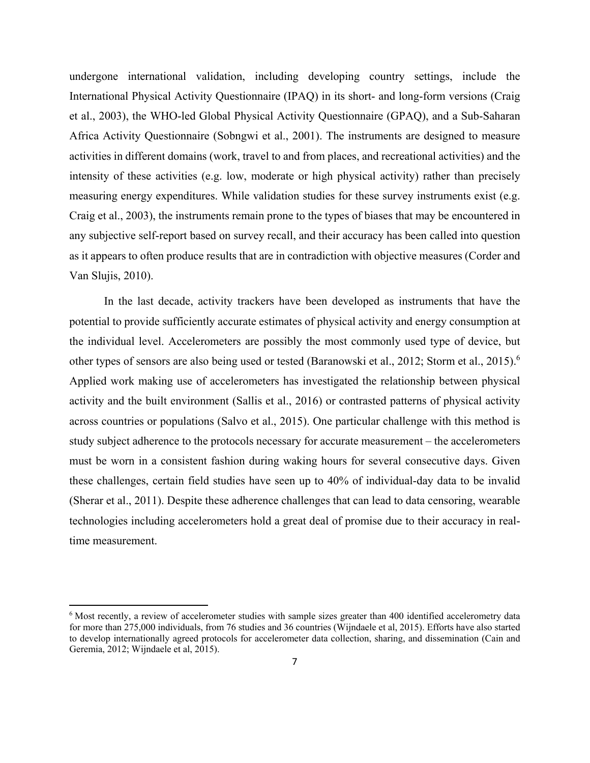undergone international validation, including developing country settings, include the International Physical Activity Questionnaire (IPAQ) in its short- and long-form versions (Craig et al., 2003), the WHO-led Global Physical Activity Questionnaire (GPAQ), and a Sub-Saharan Africa Activity Questionnaire (Sobngwi et al., 2001). The instruments are designed to measure activities in different domains (work, travel to and from places, and recreational activities) and the intensity of these activities (e.g. low, moderate or high physical activity) rather than precisely measuring energy expenditures. While validation studies for these survey instruments exist (e.g. Craig et al., 2003), the instruments remain prone to the types of biases that may be encountered in any subjective self-report based on survey recall, and their accuracy has been called into question as it appears to often produce results that are in contradiction with objective measures (Corder and Van Slujis, 2010).

In the last decade, activity trackers have been developed as instruments that have the potential to provide sufficiently accurate estimates of physical activity and energy consumption at the individual level. Accelerometers are possibly the most commonly used type of device, but other types of sensors are also being used or tested (Baranowski et al., 2012; Storm et al., 2015).[6] Applied work making use of accelerometers has investigated the relationship between physical activity and the built environment (Sallis et al., 2016) or contrasted patterns of physical activity across countries or populations (Salvo et al., 2015). One particular challenge with this method is study subject adherence to the protocols necessary for accurate measurement – the accelerometers must be worn in a consistent fashion during waking hours for several consecutive days. Given these challenges, certain field studies have seen up to 40% of individual-day data to be invalid (Sherar et al., 2011). Despite these adherence challenges that can lead to data censoring, wearable technologies including accelerometers hold a great deal of promise due to their accuracy in real-time measurement.

[6] Most recently, a review of accelerometer studies with sample sizes greater than 400 identified accelerometry data for more than 275,000 individuals, from 76 studies and 36 countries (Wijndaele et al, 2015). Efforts have also started to develop internationally agreed protocols for accelerometer data collection, sharing, and dissemination (Cain and Geremia, 2012; Wijndaele et al, 2015).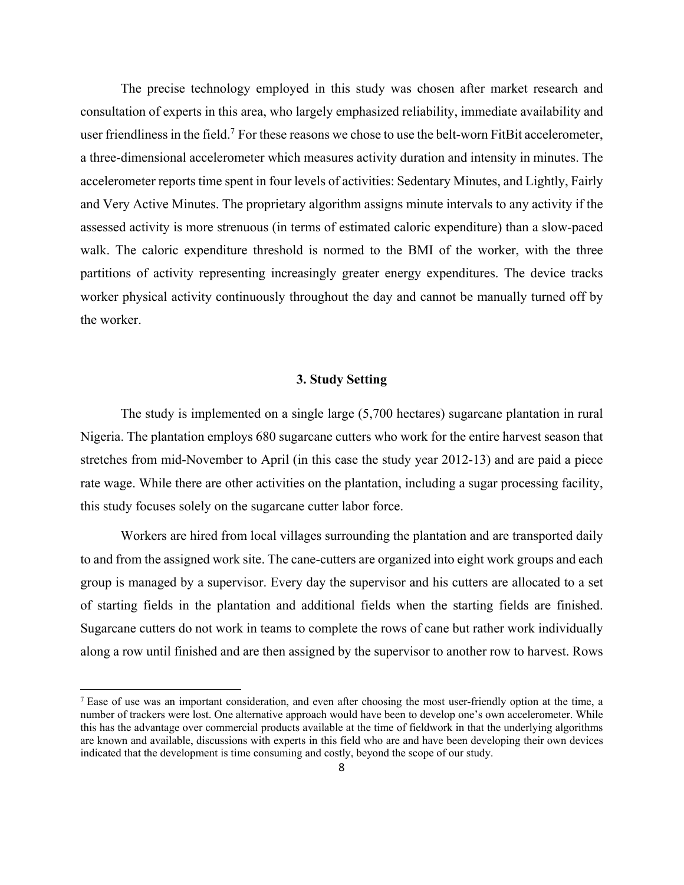The precise technology employed in this study was chosen after market research and consultation of experts in this area, who largely emphasized reliability, immediate availability and user friendliness in the field.[7] For these reasons we chose to use the belt-worn FitBit accelerometer, a three-dimensional accelerometer which measures activity duration and intensity in minutes. The accelerometer reports time spent in four levels of activities: Sedentary Minutes, and Lightly, Fairly and Very Active Minutes. The proprietary algorithm assigns minute intervals to any activity if the assessed activity is more strenuous (in terms of estimated caloric expenditure) than a slow-paced walk. The caloric expenditure threshold is normed to the BMI of the worker, with the three partitions of activity representing increasingly greater energy expenditures. The device tracks worker physical activity continuously throughout the day and cannot be manually turned off by the worker.

## 3. Study Setting

The study is implemented on a single large (5,700 hectares) sugarcane plantation in rural Nigeria. The plantation employs 680 sugarcane cutters who work for the entire harvest season that stretches from mid-November to April (in this case the study year 2012-13) and are paid a piece rate wage. While there are other activities on the plantation, including a sugar processing facility, this study focuses solely on the sugarcane cutter labor force.

Workers are hired from local villages surrounding the plantation and are transported daily to and from the assigned work site. The cane-cutters are organized into eight work groups and each group is managed by a supervisor. Every day the supervisor and his cutters are allocated to a set of starting fields in the plantation and additional fields when the starting fields are finished. Sugarcane cutters do not work in teams to complete the rows of cane but rather work individually along a row until finished and are then assigned by the supervisor to another row to harvest. Rows

[7] Ease of use was an important consideration, and even after choosing the most user-friendly option at the time, a number of trackers were lost. One alternative approach would have been to develop one's own accelerometer. While this has the advantage over commercial products available at the time of fieldwork in that the underlying algorithms are known and available, discussions with experts in this field who are and have been developing their own devices indicated that the development is time consuming and costly, beyond the scope of our study.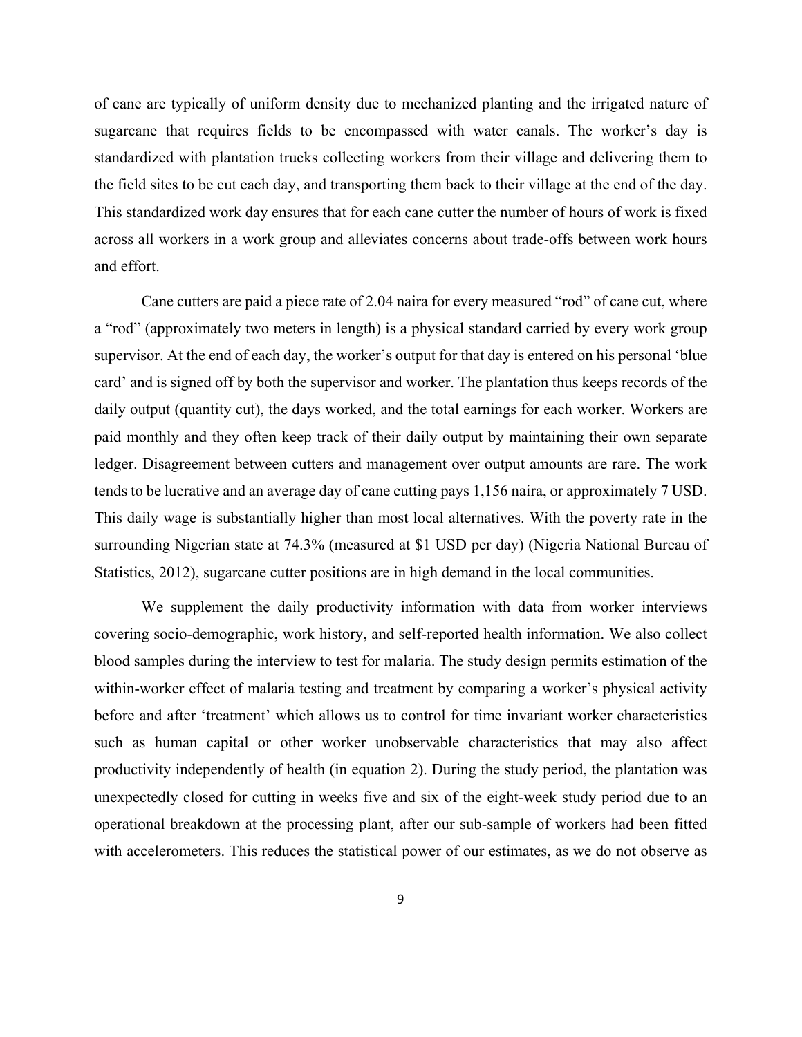of cane are typically of uniform density due to mechanized planting and the irrigated nature of sugarcane that requires fields to be encompassed with water canals. The worker's day is standardized with plantation trucks collecting workers from their village and delivering them to the field sites to be cut each day, and transporting them back to their village at the end of the day. This standardized work day ensures that for each cane cutter the number of hours of work is fixed across all workers in a work group and alleviates concerns about trade-offs between work hours and effort.

Cane cutters are paid a piece rate of 2.04 naira for every measured "rod" of cane cut, where a "rod" (approximately two meters in length) is a physical standard carried by every work group supervisor. At the end of each day, the worker's output for that day is entered on his personal 'blue card' and is signed off by both the supervisor and worker. The plantation thus keeps records of the daily output (quantity cut), the days worked, and the total earnings for each worker. Workers are paid monthly and they often keep track of their daily output by maintaining their own separate ledger. Disagreement between cutters and management over output amounts are rare. The work tends to be lucrative and an average day of cane cutting pays 1,156 naira, or approximately 7 USD. This daily wage is substantially higher than most local alternatives. With the poverty rate in the surrounding Nigerian state at 74.3% (measured at $1 USD per day) (Nigeria National Bureau of Statistics, 2012), sugarcane cutter positions are in high demand in the local communities.

We supplement the daily productivity information with data from worker interviews covering socio-demographic, work history, and self-reported health information. We also collect blood samples during the interview to test for malaria. The study design permits estimation of the within-worker effect of malaria testing and treatment by comparing a worker's physical activity before and after 'treatment' which allows us to control for time invariant worker characteristics such as human capital or other worker unobservable characteristics that may also affect productivity independently of health (in equation 2). During the study period, the plantation was unexpectedly closed for cutting in weeks five and six of the eight-week study period due to an operational breakdown at the processing plant, after our sub-sample of workers had been fitted with accelerometers. This reduces the statistical power of our estimates, as we do not observe as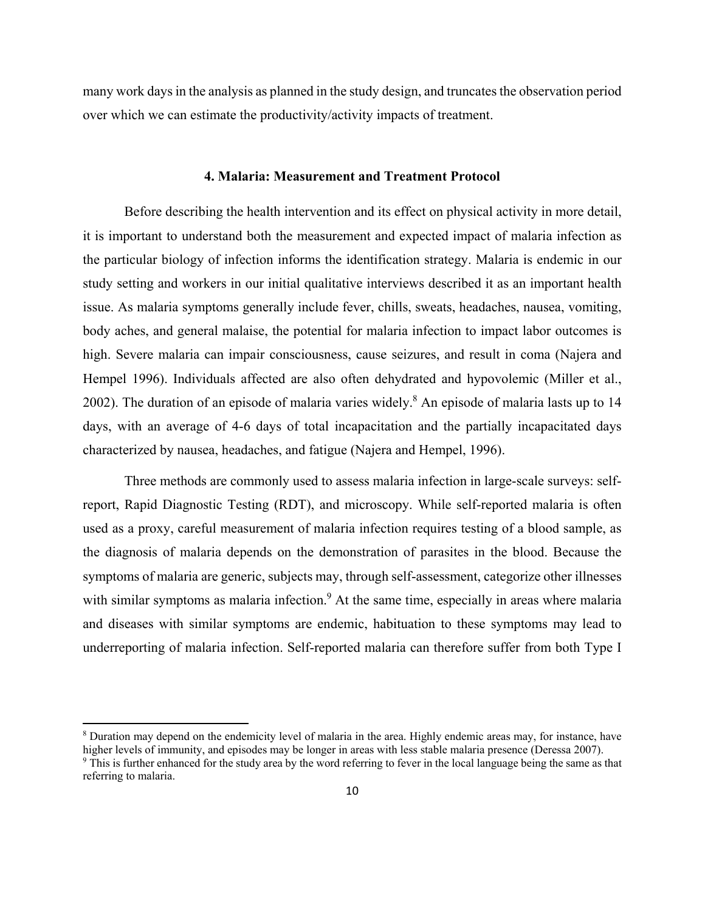many work days in the analysis as planned in the study design, and truncates the observation period over which we can estimate the productivity/activity impacts of treatment.

### 4. Malaria: Measurement and Treatment Protocol

Before describing the health intervention and its effect on physical activity in more detail, it is important to understand both the measurement and expected impact of malaria infection as the particular biology of infection informs the identification strategy. Malaria is endemic in our study setting and workers in our initial qualitative interviews described it as an important health issue. As malaria symptoms generally include fever, chills, sweats, headaches, nausea, vomiting, body aches, and general malaise, the potential for malaria infection to impact labor outcomes is high. Severe malaria can impair consciousness, cause seizures, and result in coma (Najera and Hempel 1996). Individuals affected are also often dehydrated and hypovolemic (Miller et al., 2002). The duration of an episode of malaria varies widely.[8] An episode of malaria lasts up to 14 days, with an average of 4-6 days of total incapacitation and the partially incapacitated days characterized by nausea, headaches, and fatigue (Najera and Hempel, 1996).

Three methods are commonly used to assess malaria infection in large-scale surveys: self-report, Rapid Diagnostic Testing (RDT), and microscopy. While self-reported malaria is often used as a proxy, careful measurement of malaria infection requires testing of a blood sample, as the diagnosis of malaria depends on the demonstration of parasites in the blood. Because the symptoms of malaria are generic, subjects may, through self-assessment, categorize other illnesses with similar symptoms as malaria infection.[9] At the same time, especially in areas where malaria and diseases with similar symptoms are endemic, habituation to these symptoms may lead to underreporting of malaria infection. Self-reported malaria can therefore suffer from both Type I

---

[8] Duration may depend on the endemicity level of malaria in the area. Highly endemic areas may, for instance, have higher levels of immunity, and episodes may be longer in areas with less stable malaria presence (Deressa 2007).

[9] This is further enhanced for the study area by the word referring to fever in the local language being the same as that referring to malaria.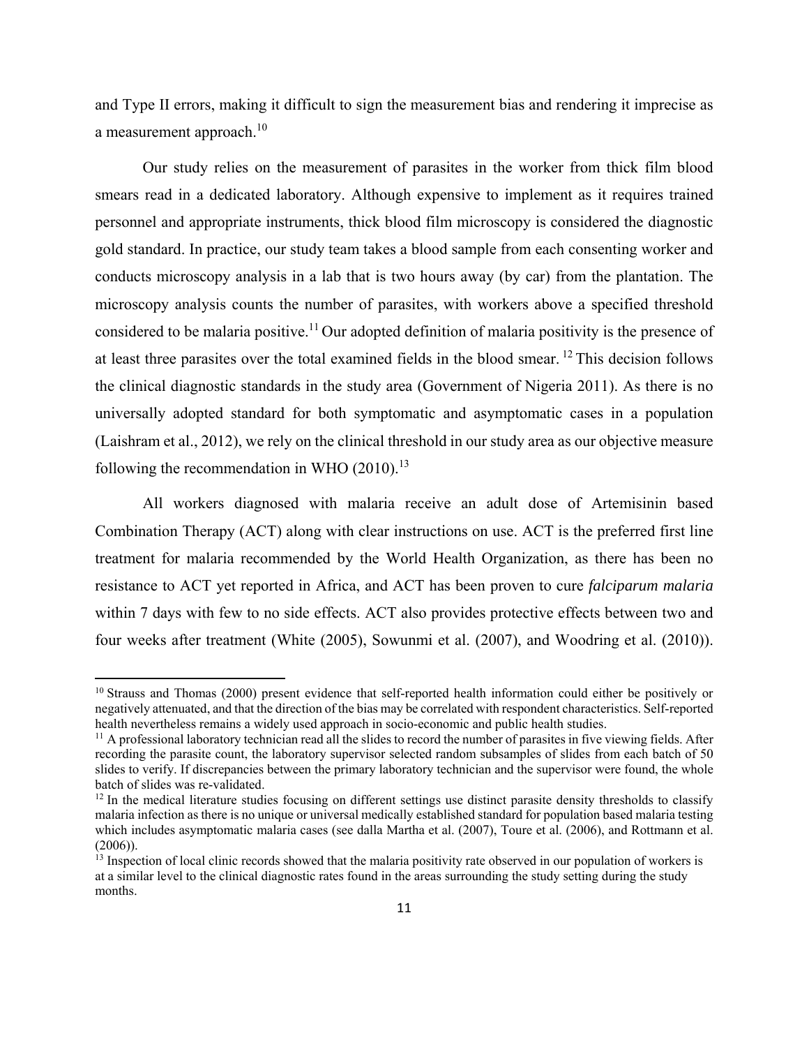and Type II errors, making it difficult to sign the measurement bias and rendering it imprecise as a measurement approach.[10]

Our study relies on the measurement of parasites in the worker from thick film blood smears read in a dedicated laboratory. Although expensive to implement as it requires trained personnel and appropriate instruments, thick blood film microscopy is considered the diagnostic gold standard. In practice, our study team takes a blood sample from each consenting worker and conducts microscopy analysis in a lab that is two hours away (by car) from the plantation. The microscopy analysis counts the number of parasites, with workers above a specified threshold considered to be malaria positive.[11] Our adopted definition of malaria positivity is the presence of at least three parasites over the total examined fields in the blood smear.[12] This decision follows the clinical diagnostic standards in the study area (Government of Nigeria 2011). As there is no universally adopted standard for both symptomatic and asymptomatic cases in a population (Laishram et al., 2012), we rely on the clinical threshold in our study area as our objective measure following the recommendation in WHO (2010).[13]

All workers diagnosed with malaria receive an adult dose of Artemisinin based Combination Therapy (ACT) along with clear instructions on use. ACT is the preferred first line treatment for malaria recommended by the World Health Organization, as there has been no resistance to ACT yet reported in Africa, and ACT has been proven to cure *falciparum malaria* within 7 days with few to no side effects. ACT also provides protective effects between two and four weeks after treatment (White (2005), Sowunmi et al. (2007), and Woodring et al. (2010)).

[10] Strauss and Thomas (2000) present evidence that self-reported health information could either be positively or negatively attenuated, and that the direction of the bias may be correlated with respondent characteristics. Self-reported health nevertheless remains a widely used approach in socio-economic and public health studies.

[11] A professional laboratory technician read all the slides to record the number of parasites in five viewing fields. After recording the parasite count, the laboratory supervisor selected random subsamples of slides from each batch of 50 slides to verify. If discrepancies between the primary laboratory technician and the supervisor were found, the whole batch of slides was re-validated.

[12] In the medical literature studies focusing on different settings use distinct parasite density thresholds to classify malaria infection as there is no unique or universal medically established standard for population based malaria testing which includes asymptomatic malaria cases (see dalla Martha et al. (2007), Toure et al. (2006), and Rottmann et al. (2006)).

[13] Inspection of local clinic records showed that the malaria positivity rate observed in our population of workers is at a similar level to the clinical diagnostic rates found in the areas surrounding the study setting during the study months.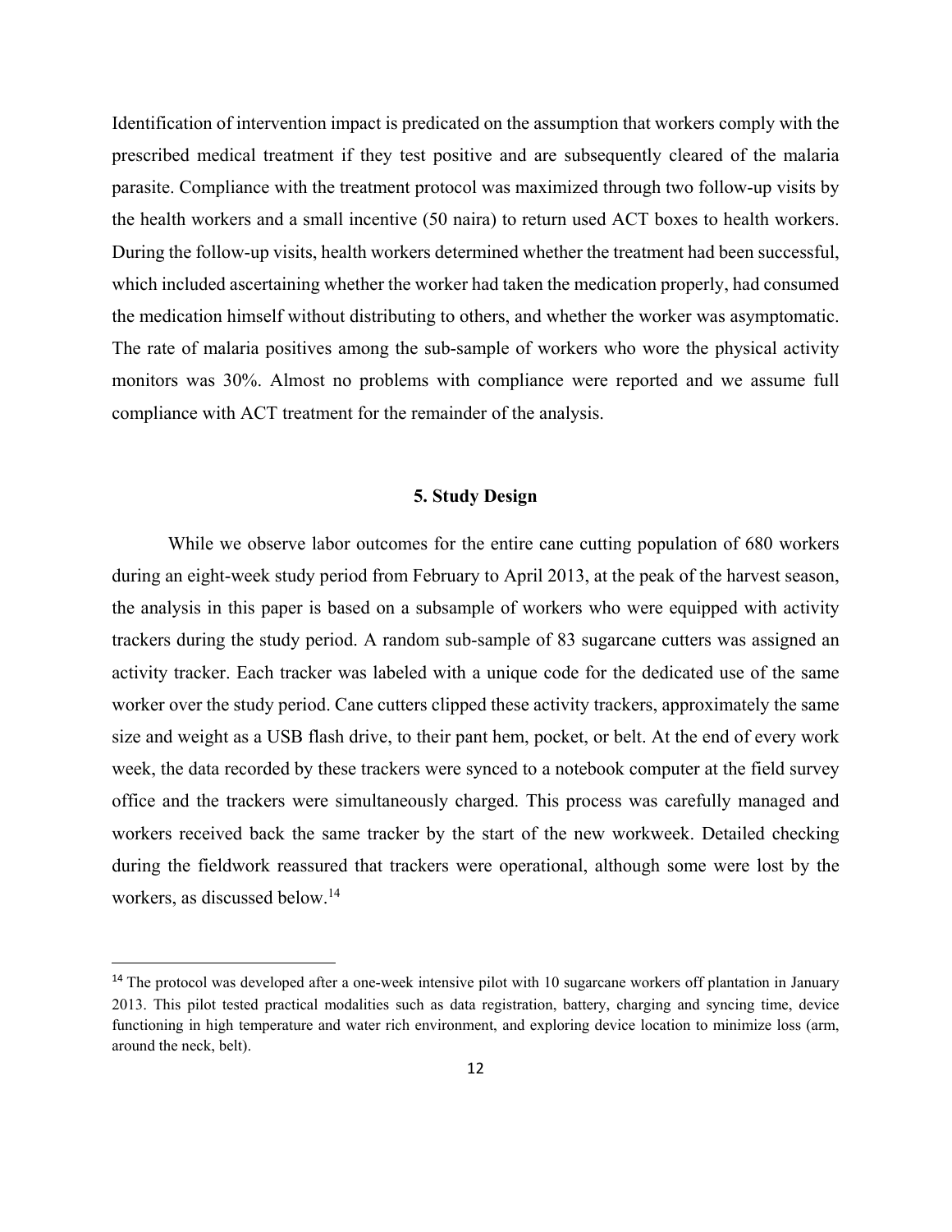Identification of intervention impact is predicated on the assumption that workers comply with the prescribed medical treatment if they test positive and are subsequently cleared of the malaria parasite. Compliance with the treatment protocol was maximized through two follow-up visits by the health workers and a small incentive (50 naira) to return used ACT boxes to health workers. During the follow-up visits, health workers determined whether the treatment had been successful, which included ascertaining whether the worker had taken the medication properly, had consumed the medication himself without distributing to others, and whether the worker was asymptomatic. The rate of malaria positives among the sub-sample of workers who wore the physical activity monitors was 30%. Almost no problems with compliance were reported and we assume full compliance with ACT treatment for the remainder of the analysis.

## 5. Study Design

While we observe labor outcomes for the entire cane cutting population of 680 workers during an eight-week study period from February to April 2013, at the peak of the harvest season, the analysis in this paper is based on a subsample of workers who were equipped with activity trackers during the study period. A random sub-sample of 83 sugarcane cutters was assigned an activity tracker. Each tracker was labeled with a unique code for the dedicated use of the same worker over the study period. Cane cutters clipped these activity trackers, approximately the same size and weight as a USB flash drive, to their pant hem, pocket, or belt. At the end of every work week, the data recorded by these trackers were synced to a notebook computer at the field survey office and the trackers were simultaneously charged. This process was carefully managed and workers received back the same tracker by the start of the new workweek. Detailed checking during the fieldwork reassured that trackers were operational, although some were lost by the workers, as discussed below.[14]

[14] The protocol was developed after a one-week intensive pilot with 10 sugarcane workers off plantation in January 2013. This pilot tested practical modalities such as data registration, battery, charging and syncing time, device functioning in high temperature and water rich environment, and exploring device location to minimize loss (arm, around the neck, belt).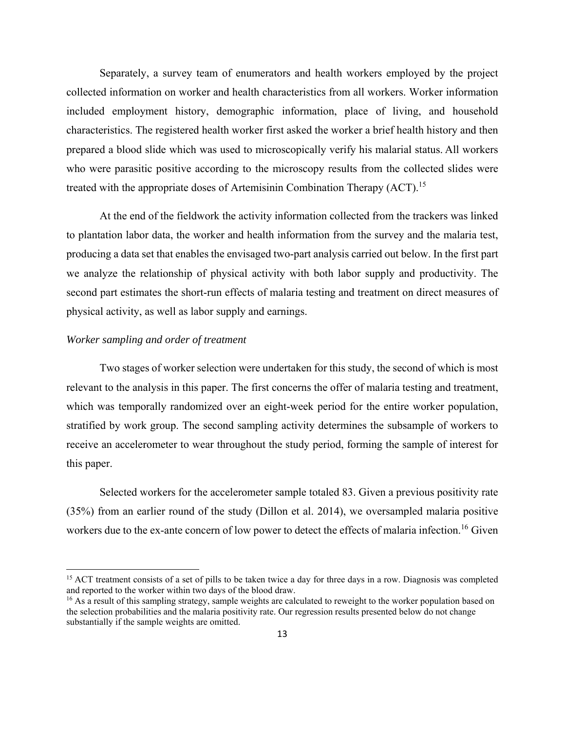Separately, a survey team of enumerators and health workers employed by the project collected information on worker and health characteristics from all workers. Worker information included employment history, demographic information, place of living, and household characteristics. The registered health worker first asked the worker a brief health history and then prepared a blood slide which was used to microscopically verify his malarial status. All workers who were parasitic positive according to the microscopy results from the collected slides were treated with the appropriate doses of Artemisinin Combination Therapy (ACT).[15]

At the end of the fieldwork the activity information collected from the trackers was linked to plantation labor data, the worker and health information from the survey and the malaria test, producing a data set that enables the envisaged two-part analysis carried out below. In the first part we analyze the relationship of physical activity with both labor supply and productivity. The second part estimates the short-run effects of malaria testing and treatment on direct measures of physical activity, as well as labor supply and earnings.

*Worker sampling and order of treatment*

Two stages of worker selection were undertaken for this study, the second of which is most relevant to the analysis in this paper. The first concerns the offer of malaria testing and treatment, which was temporally randomized over an eight-week period for the entire worker population, stratified by work group. The second sampling activity determines the subsample of workers to receive an accelerometer to wear throughout the study period, forming the sample of interest for this paper.

Selected workers for the accelerometer sample totaled 83. Given a previous positivity rate (35%) from an earlier round of the study (Dillon et al. 2014), we oversampled malaria positive workers due to the ex-ante concern of low power to detect the effects of malaria infection.[16] Given

[15] ACT treatment consists of a set of pills to be taken twice a day for three days in a row. Diagnosis was completed and reported to the worker within two days of the blood draw.

[16] As a result of this sampling strategy, sample weights are calculated to reweight to the worker population based on the selection probabilities and the malaria positivity rate. Our regression results presented below do not change substantially if the sample weights are omitted.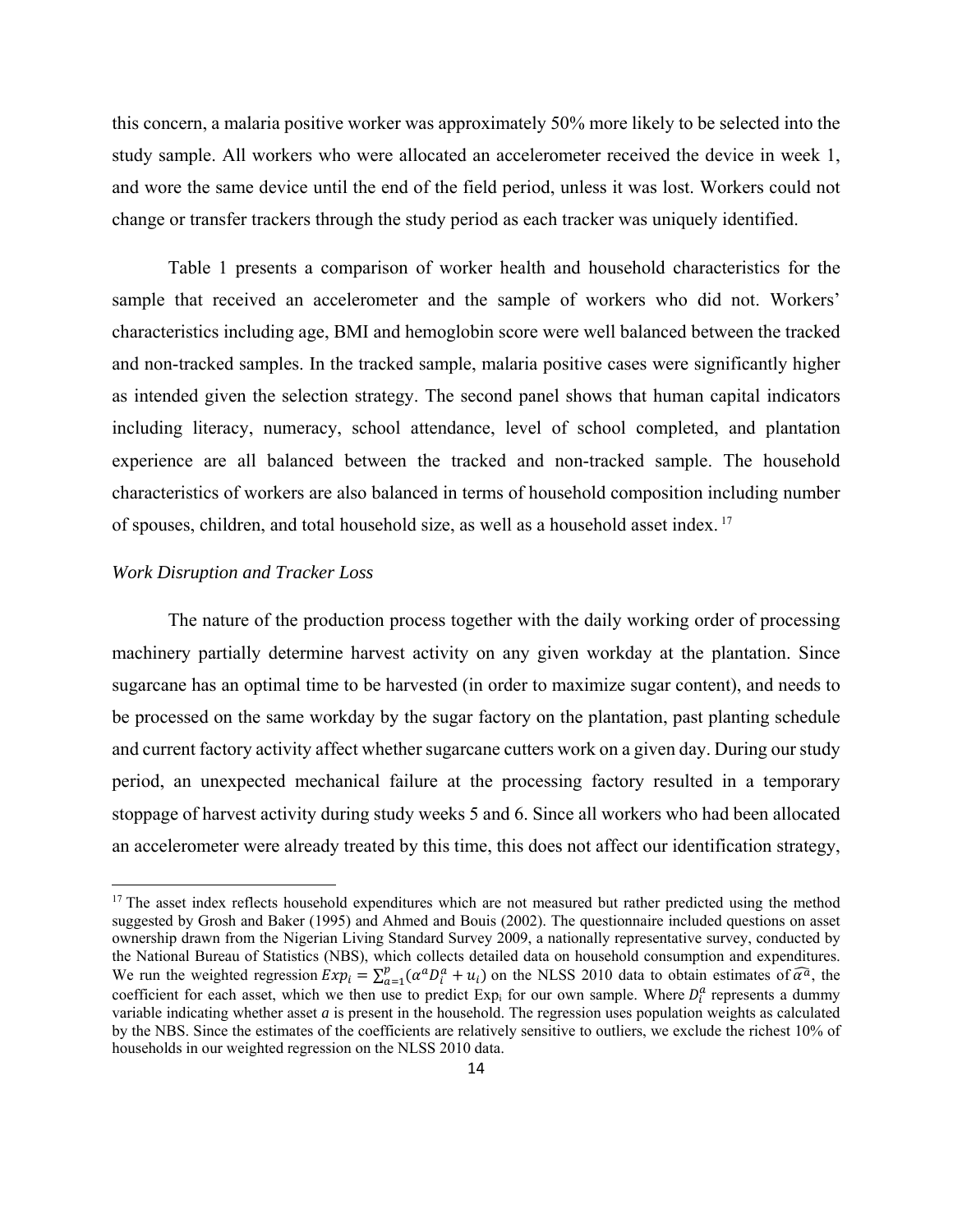this concern, a malaria positive worker was approximately 50% more likely to be selected into the study sample. All workers who were allocated an accelerometer received the device in week 1, and wore the same device until the end of the field period, unless it was lost. Workers could not change or transfer trackers through the study period as each tracker was uniquely identified.

Table 1 presents a comparison of worker health and household characteristics for the sample that received an accelerometer and the sample of workers who did not. Workers' characteristics including age, BMI and hemoglobin score were well balanced between the tracked and non-tracked samples. In the tracked sample, malaria positive cases were significantly higher as intended given the selection strategy. The second panel shows that human capital indicators including literacy, numeracy, school attendance, level of school completed, and plantation experience are all balanced between the tracked and non-tracked sample. The household characteristics of workers are also balanced in terms of household composition including number of spouses, children, and total household size, as well as a household asset index.[17]

*Work Disruption and Tracker Loss*

The nature of the production process together with the daily working order of processing machinery partially determine harvest activity on any given workday at the plantation. Since sugarcane has an optimal time to be harvested (in order to maximize sugar content), and needs to be processed on the same workday by the sugar factory on the plantation, past planting schedule and current factory activity affect whether sugarcane cutters work on a given day. During our study period, an unexpected mechanical failure at the processing factory resulted in a temporary stoppage of harvest activity during study weeks 5 and 6. Since all workers who had been allocated an accelerometer were already treated by this time, this does not affect our identification strategy,

[17] The asset index reflects household expenditures which are not measured but rather predicted using the method suggested by Grosh and Baker (1995) and Ahmed and Bouis (2002). The questionnaire included questions on asset ownership drawn from the Nigerian Living Standard Survey 2009, a nationally representative survey, conducted by the National Bureau of Statistics (NBS), which collects detailed data on household consumption and expenditures. We run the weighted regression $Exp_i = \sum_{a=1}^{p}(\alpha^a D_i^a + u_i)$ on the NLSS 2010 data to obtain estimates of $\widehat{\alpha^a}$, the coefficient for each asset, which we then use to predict $\text{Exp}_i$ for our own sample. Where $D_i^a$ represents a dummy variable indicating whether asset $a$ is present in the household. The regression uses population weights as calculated by the NBS. Since the estimates of the coefficients are relatively sensitive to outliers, we exclude the richest 10% of households in our weighted regression on the NLSS 2010 data.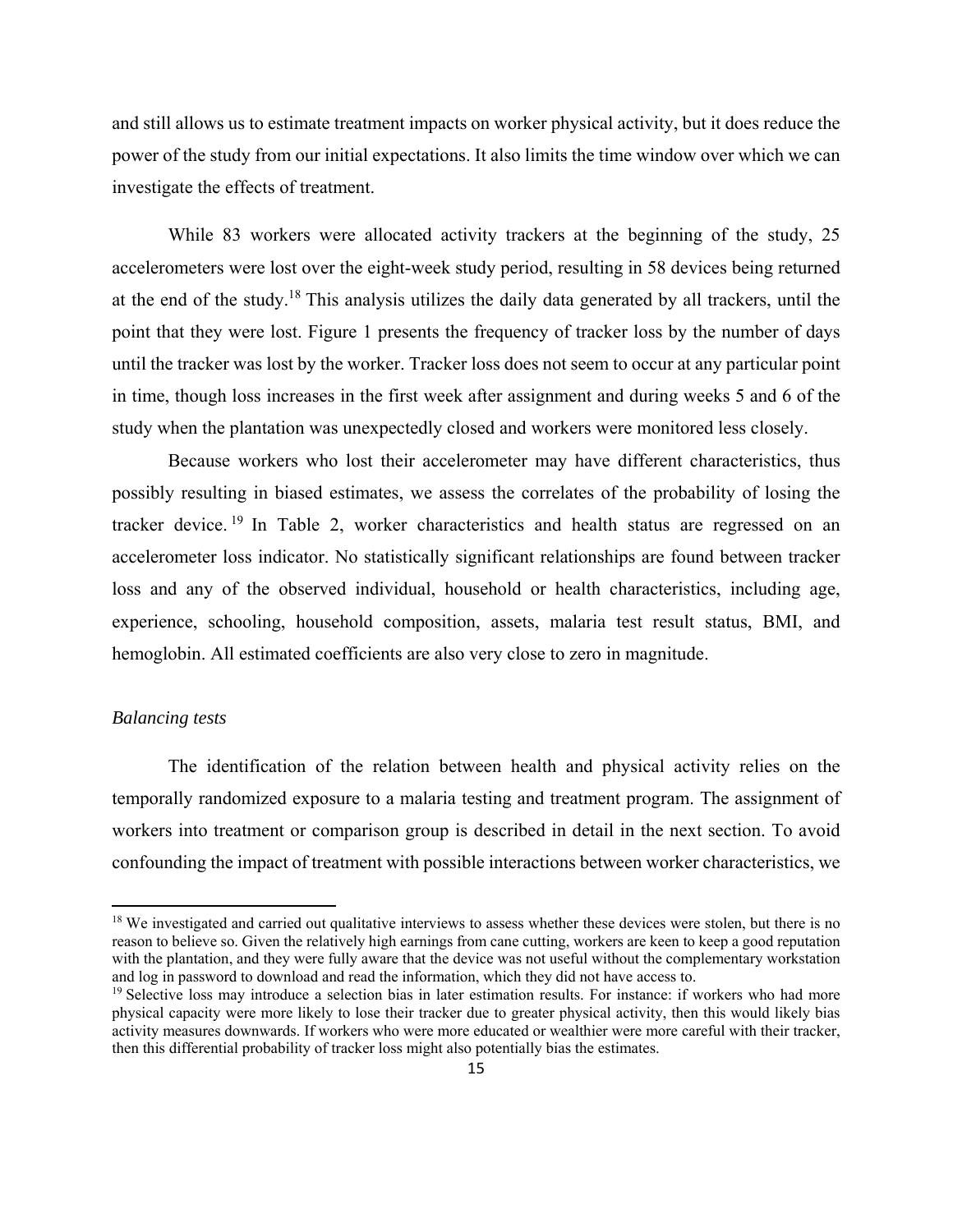and still allows us to estimate treatment impacts on worker physical activity, but it does reduce the power of the study from our initial expectations. It also limits the time window over which we can investigate the effects of treatment.

While 83 workers were allocated activity trackers at the beginning of the study, 25 accelerometers were lost over the eight-week study period, resulting in 58 devices being returned at the end of the study.[18] This analysis utilizes the daily data generated by all trackers, until the point that they were lost. Figure 1 presents the frequency of tracker loss by the number of days until the tracker was lost by the worker. Tracker loss does not seem to occur at any particular point in time, though loss increases in the first week after assignment and during weeks 5 and 6 of the study when the plantation was unexpectedly closed and workers were monitored less closely.

Because workers who lost their accelerometer may have different characteristics, thus possibly resulting in biased estimates, we assess the correlates of the probability of losing the tracker device.[19] In Table 2, worker characteristics and health status are regressed on an accelerometer loss indicator. No statistically significant relationships are found between tracker loss and any of the observed individual, household or health characteristics, including age, experience, schooling, household composition, assets, malaria test result status, BMI, and hemoglobin. All estimated coefficients are also very close to zero in magnitude.

*Balancing tests*

The identification of the relation between health and physical activity relies on the temporally randomized exposure to a malaria testing and treatment program. The assignment of workers into treatment or comparison group is described in detail in the next section. To avoid confounding the impact of treatment with possible interactions between worker characteristics, we

[18] We investigated and carried out qualitative interviews to assess whether these devices were stolen, but there is no reason to believe so. Given the relatively high earnings from cane cutting, workers are keen to keep a good reputation with the plantation, and they were fully aware that the device was not useful without the complementary workstation and log in password to download and read the information, which they did not have access to.

[19] Selective loss may introduce a selection bias in later estimation results. For instance: if workers who had more physical capacity were more likely to lose their tracker due to greater physical activity, then this would likely bias activity measures downwards. If workers who were more educated or wealthier were more careful with their tracker, then this differential probability of tracker loss might also potentially bias the estimates.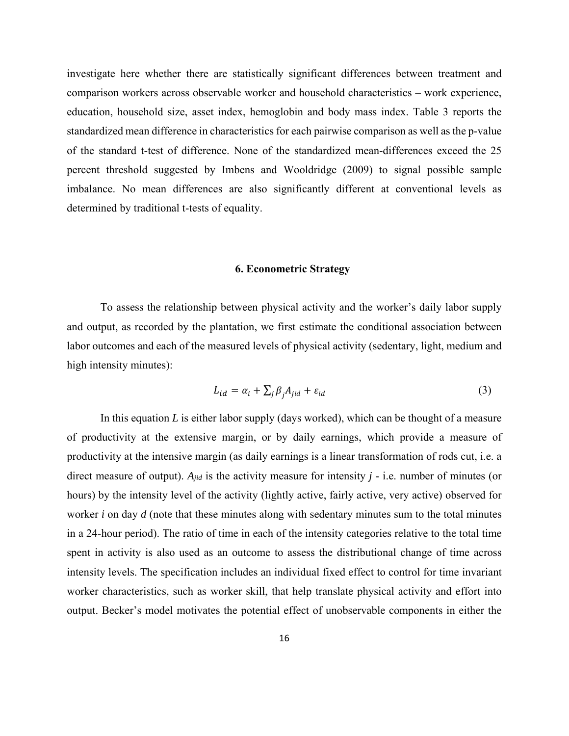investigate here whether there are statistically significant differences between treatment and comparison workers across observable worker and household characteristics – work experience, education, household size, asset index, hemoglobin and body mass index. Table 3 reports the standardized mean difference in characteristics for each pairwise comparison as well as the p-value of the standard t-test of difference. None of the standardized mean-differences exceed the 25 percent threshold suggested by Imbens and Wooldridge (2009) to signal possible sample imbalance. No mean differences are also significantly different at conventional levels as determined by traditional t-tests of equality.

## 6. Econometric Strategy

To assess the relationship between physical activity and the worker's daily labor supply and output, as recorded by the plantation, we first estimate the conditional association between labor outcomes and each of the measured levels of physical activity (sedentary, light, medium and high intensity minutes):

$$L_{id} = \alpha_i + \sum_j \beta_j A_{jid} + \varepsilon_{id} \tag{3}$$

In this equation *L* is either labor supply (days worked), which can be thought of a measure of productivity at the extensive margin, or by daily earnings, which provide a measure of productivity at the intensive margin (as daily earnings is a linear transformation of rods cut, i.e. a direct measure of output). $A_{jid}$ is the activity measure for intensity *j* - i.e. number of minutes (or hours) by the intensity level of the activity (lightly active, fairly active, very active) observed for worker *i* on day *d* (note that these minutes along with sedentary minutes sum to the total minutes in a 24-hour period). The ratio of time in each of the intensity categories relative to the total time spent in activity is also used as an outcome to assess the distributional change of time across intensity levels. The specification includes an individual fixed effect to control for time invariant worker characteristics, such as worker skill, that help translate physical activity and effort into output. Becker's model motivates the potential effect of unobservable components in either the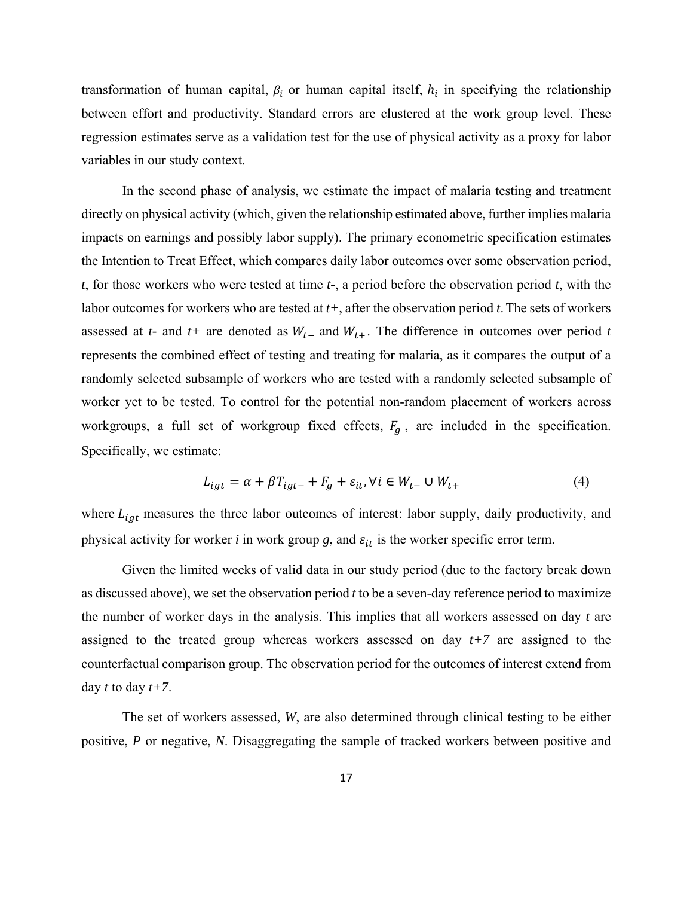transformation of human capital, $\beta_i$ or human capital itself, $h_i$ in specifying the relationship between effort and productivity. Standard errors are clustered at the work group level. These regression estimates serve as a validation test for the use of physical activity as a proxy for labor variables in our study context.

In the second phase of analysis, we estimate the impact of malaria testing and treatment directly on physical activity (which, given the relationship estimated above, further implies malaria impacts on earnings and possibly labor supply). The primary econometric specification estimates the Intention to Treat Effect, which compares daily labor outcomes over some observation period, *t*, for those workers who were tested at time *t*-, a period before the observation period *t*, with the labor outcomes for workers who are tested at *t*+, after the observation period *t*. The sets of workers assessed at *t*- and *t*+ are denoted as $W_{t-}$ and $W_{t+}$. The difference in outcomes over period *t* represents the combined effect of testing and treating for malaria, as it compares the output of a randomly selected subsample of workers who are tested with a randomly selected subsample of worker yet to be tested. To control for the potential non-random placement of workers across workgroups, a full set of workgroup fixed effects, $F_g$, are included in the specification. Specifically, we estimate:

$$L_{igt} = \alpha + \beta T_{igt-} + F_g + \varepsilon_{it}, \forall i \in W_{t-} \cup W_{t+} \tag{4}$$

where $L_{igt}$ measures the three labor outcomes of interest: labor supply, daily productivity, and physical activity for worker *i* in work group *g*, and $\varepsilon_{it}$ is the worker specific error term.

Given the limited weeks of valid data in our study period (due to the factory break down as discussed above), we set the observation period *t* to be a seven-day reference period to maximize the number of worker days in the analysis. This implies that all workers assessed on day *t* are assigned to the treated group whereas workers assessed on day *t+7* are assigned to the counterfactual comparison group. The observation period for the outcomes of interest extend from day *t* to day *t+7*.

The set of workers assessed, *W*, are also determined through clinical testing to be either positive, *P* or negative, *N*. Disaggregating the sample of tracked workers between positive and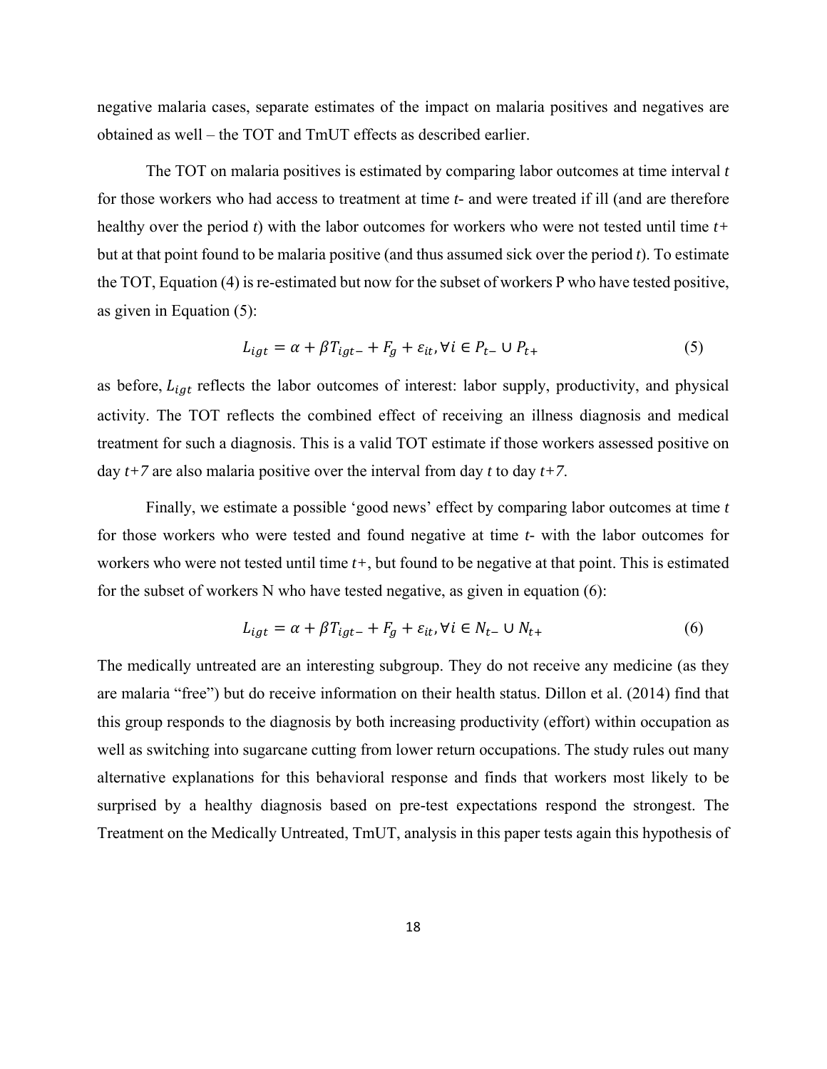negative malaria cases, separate estimates of the impact on malaria positives and negatives are obtained as well – the TOT and TmUT effects as described earlier.

The TOT on malaria positives is estimated by comparing labor outcomes at time interval *t* for those workers who had access to treatment at time *t*- and were treated if ill (and are therefore healthy over the period *t*) with the labor outcomes for workers who were not tested until time *t+* but at that point found to be malaria positive (and thus assumed sick over the period *t*). To estimate the TOT, Equation (4) is re-estimated but now for the subset of workers P who have tested positive, as given in Equation (5):

$$L_{igt} = \alpha + \beta T_{igt-} + F_g + \varepsilon_{it}, \forall i \in P_{t-} \cup P_{t+} \tag{5}$$

as before, $L_{igt}$ reflects the labor outcomes of interest: labor supply, productivity, and physical activity. The TOT reflects the combined effect of receiving an illness diagnosis and medical treatment for such a diagnosis. This is a valid TOT estimate if those workers assessed positive on day *t+7* are also malaria positive over the interval from day *t* to day *t+7*.

Finally, we estimate a possible 'good news' effect by comparing labor outcomes at time *t* for those workers who were tested and found negative at time *t*- with the labor outcomes for workers who were not tested until time *t+*, but found to be negative at that point. This is estimated for the subset of workers N who have tested negative, as given in equation (6):

$$L_{igt} = \alpha + \beta T_{igt-} + F_g + \varepsilon_{it}, \forall i \in N_{t-} \cup N_{t+} \tag{6}$$

The medically untreated are an interesting subgroup. They do not receive any medicine (as they are malaria "free") but do receive information on their health status. Dillon et al. (2014) find that this group responds to the diagnosis by both increasing productivity (effort) within occupation as well as switching into sugarcane cutting from lower return occupations. The study rules out many alternative explanations for this behavioral response and finds that workers most likely to be surprised by a healthy diagnosis based on pre-test expectations respond the strongest. The Treatment on the Medically Untreated, TmUT, analysis in this paper tests again this hypothesis of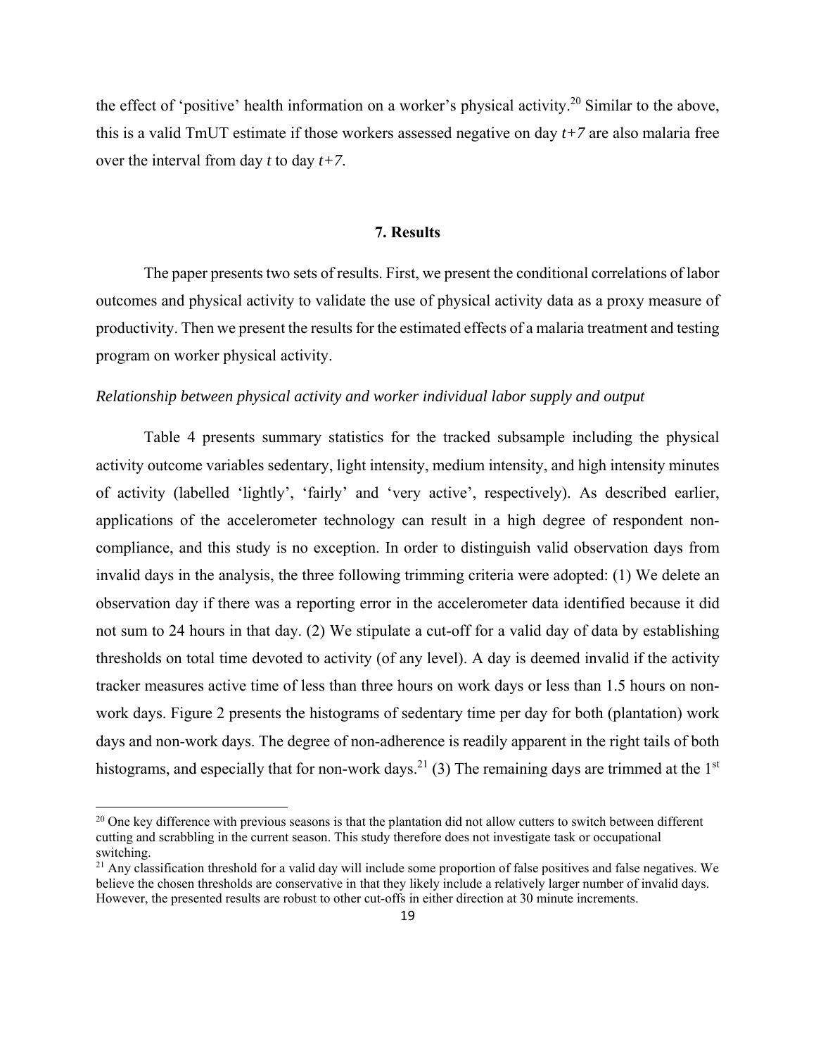the effect of 'positive' health information on a worker's physical activity.[20] Similar to the above, this is a valid TmUT estimate if those workers assessed negative on day $t+7$ are also malaria free over the interval from day $t$ to day $t+7$.

## 7. Results

The paper presents two sets of results. First, we present the conditional correlations of labor outcomes and physical activity to validate the use of physical activity data as a proxy measure of productivity. Then we present the results for the estimated effects of a malaria treatment and testing program on worker physical activity.

*Relationship between physical activity and worker individual labor supply and output*

Table 4 presents summary statistics for the tracked subsample including the physical activity outcome variables sedentary, light intensity, medium intensity, and high intensity minutes of activity (labelled 'lightly', 'fairly' and 'very active', respectively). As described earlier, applications of the accelerometer technology can result in a high degree of respondent non-compliance, and this study is no exception. In order to distinguish valid observation days from invalid days in the analysis, the three following trimming criteria were adopted: (1) We delete an observation day if there was a reporting error in the accelerometer data identified because it did not sum to 24 hours in that day. (2) We stipulate a cut-off for a valid day of data by establishing thresholds on total time devoted to activity (of any level). A day is deemed invalid if the activity tracker measures active time of less than three hours on work days or less than 1.5 hours on non-work days. Figure 2 presents the histograms of sedentary time per day for both (plantation) work days and non-work days. The degree of non-adherence is readily apparent in the right tails of both histograms, and especially that for non-work days.[21] (3) The remaining days are trimmed at the 1st

[20] One key difference with previous seasons is that the plantation did not allow cutters to switch between different cutting and scrabbling in the current season. This study therefore does not investigate task or occupational switching.

[21] Any classification threshold for a valid day will include some proportion of false positives and false negatives. We believe the chosen thresholds are conservative in that they likely include a relatively larger number of invalid days. However, the presented results are robust to other cut-offs in either direction at 30 minute increments.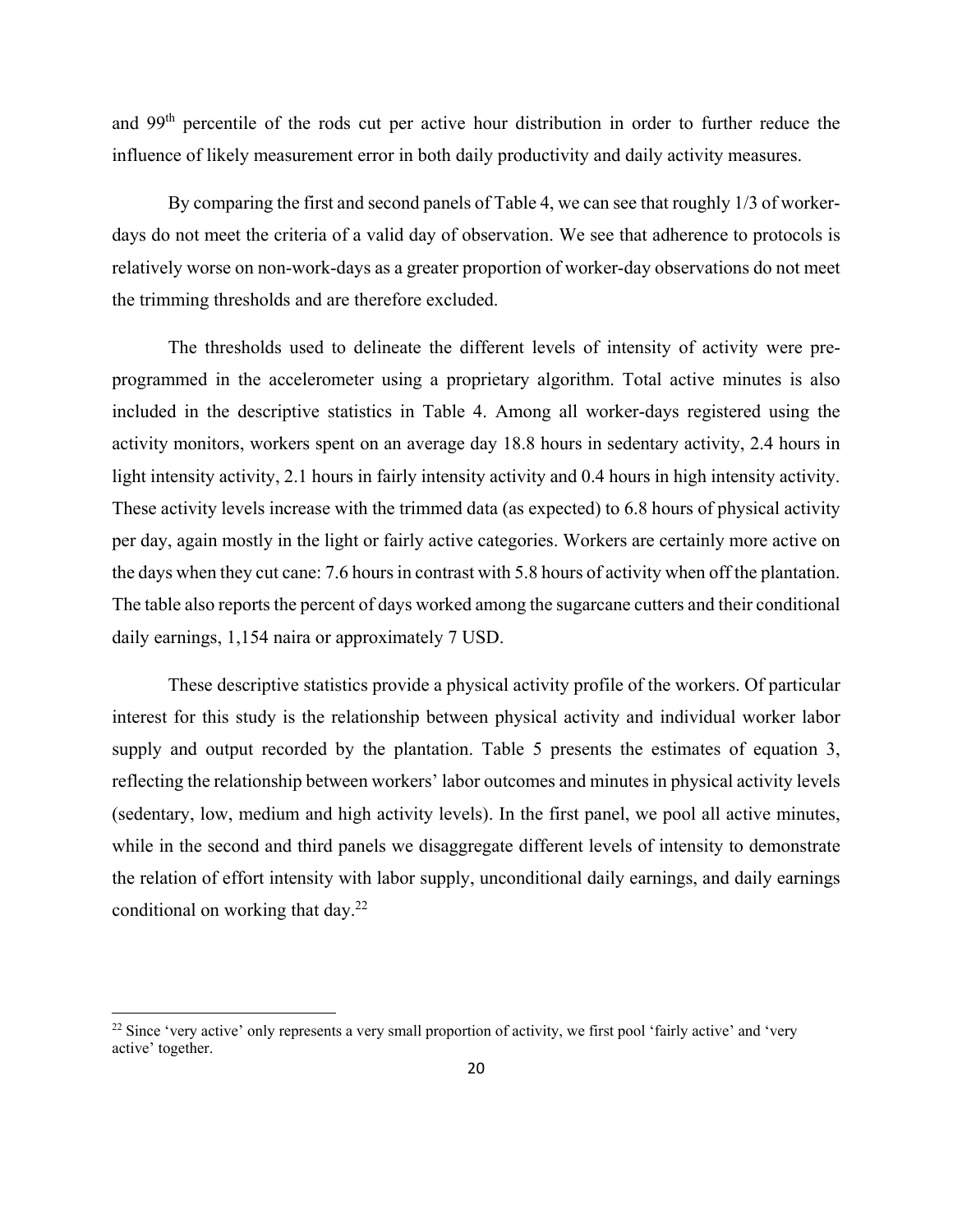and 99$^{th}$ percentile of the rods cut per active hour distribution in order to further reduce the influence of likely measurement error in both daily productivity and daily activity measures.

By comparing the first and second panels of Table 4, we can see that roughly 1/3 of worker-days do not meet the criteria of a valid day of observation. We see that adherence to protocols is relatively worse on non-work-days as a greater proportion of worker-day observations do not meet the trimming thresholds and are therefore excluded.

The thresholds used to delineate the different levels of intensity of activity were pre-programmed in the accelerometer using a proprietary algorithm. Total active minutes is also included in the descriptive statistics in Table 4. Among all worker-days registered using the activity monitors, workers spent on an average day 18.8 hours in sedentary activity, 2.4 hours in light intensity activity, 2.1 hours in fairly intensity activity and 0.4 hours in high intensity activity. These activity levels increase with the trimmed data (as expected) to 6.8 hours of physical activity per day, again mostly in the light or fairly active categories. Workers are certainly more active on the days when they cut cane: 7.6 hours in contrast with 5.8 hours of activity when off the plantation. The table also reports the percent of days worked among the sugarcane cutters and their conditional daily earnings, 1,154 naira or approximately 7 USD.

These descriptive statistics provide a physical activity profile of the workers. Of particular interest for this study is the relationship between physical activity and individual worker labor supply and output recorded by the plantation. Table 5 presents the estimates of equation 3, reflecting the relationship between workers' labor outcomes and minutes in physical activity levels (sedentary, low, medium and high activity levels). In the first panel, we pool all active minutes, while in the second and third panels we disaggregate different levels of intensity to demonstrate the relation of effort intensity with labor supply, unconditional daily earnings, and daily earnings conditional on working that day.[22]

[22] Since 'very active' only represents a very small proportion of activity, we first pool 'fairly active' and 'very active' together.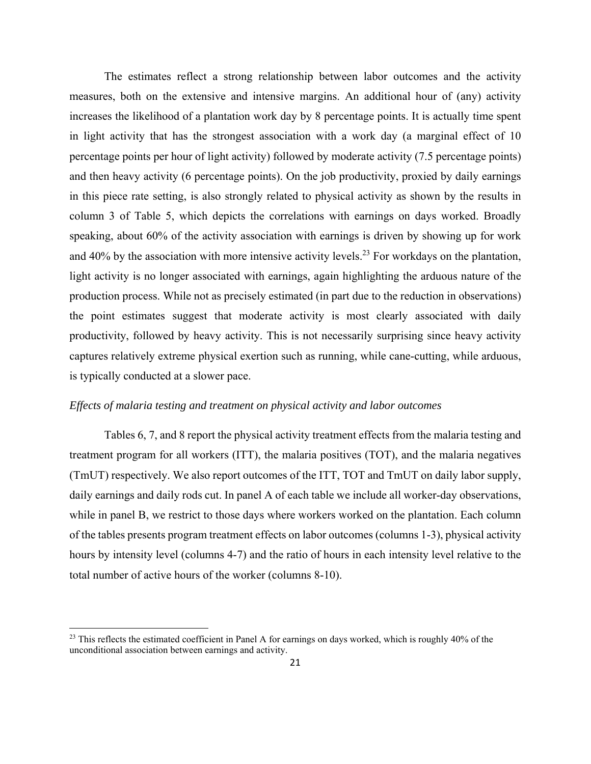The estimates reflect a strong relationship between labor outcomes and the activity measures, both on the extensive and intensive margins. An additional hour of (any) activity increases the likelihood of a plantation work day by 8 percentage points. It is actually time spent in light activity that has the strongest association with a work day (a marginal effect of 10 percentage points per hour of light activity) followed by moderate activity (7.5 percentage points) and then heavy activity (6 percentage points). On the job productivity, proxied by daily earnings in this piece rate setting, is also strongly related to physical activity as shown by the results in column 3 of Table 5, which depicts the correlations with earnings on days worked. Broadly speaking, about 60% of the activity association with earnings is driven by showing up for work and 40% by the association with more intensive activity levels.[23] For workdays on the plantation, light activity is no longer associated with earnings, again highlighting the arduous nature of the production process. While not as precisely estimated (in part due to the reduction in observations) the point estimates suggest that moderate activity is most clearly associated with daily productivity, followed by heavy activity. This is not necessarily surprising since heavy activity captures relatively extreme physical exertion such as running, while cane-cutting, while arduous, is typically conducted at a slower pace.

*Effects of malaria testing and treatment on physical activity and labor outcomes*

Tables 6, 7, and 8 report the physical activity treatment effects from the malaria testing and treatment program for all workers (ITT), the malaria positives (TOT), and the malaria negatives (TmUT) respectively. We also report outcomes of the ITT, TOT and TmUT on daily labor supply, daily earnings and daily rods cut. In panel A of each table we include all worker-day observations, while in panel B, we restrict to those days where workers worked on the plantation. Each column of the tables presents program treatment effects on labor outcomes (columns 1-3), physical activity hours by intensity level (columns 4-7) and the ratio of hours in each intensity level relative to the total number of active hours of the worker (columns 8-10).

[23] This reflects the estimated coefficient in Panel A for earnings on days worked, which is roughly 40% of the unconditional association between earnings and activity.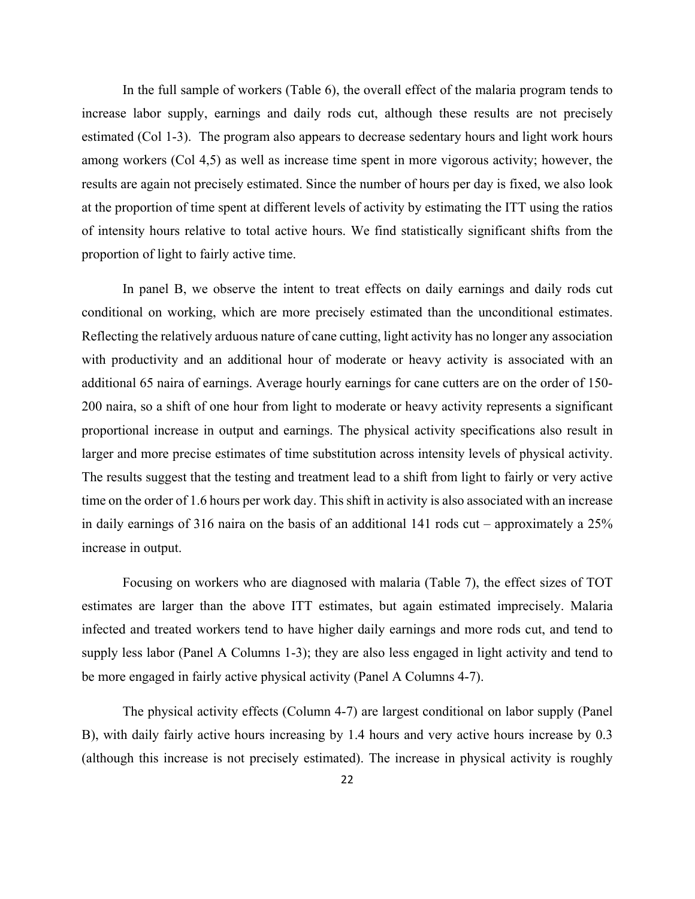In the full sample of workers (Table 6), the overall effect of the malaria program tends to increase labor supply, earnings and daily rods cut, although these results are not precisely estimated (Col 1-3). The program also appears to decrease sedentary hours and light work hours among workers (Col 4,5) as well as increase time spent in more vigorous activity; however, the results are again not precisely estimated. Since the number of hours per day is fixed, we also look at the proportion of time spent at different levels of activity by estimating the ITT using the ratios of intensity hours relative to total active hours. We find statistically significant shifts from the proportion of light to fairly active time.

In panel B, we observe the intent to treat effects on daily earnings and daily rods cut conditional on working, which are more precisely estimated than the unconditional estimates. Reflecting the relatively arduous nature of cane cutting, light activity has no longer any association with productivity and an additional hour of moderate or heavy activity is associated with an additional 65 naira of earnings. Average hourly earnings for cane cutters are on the order of 150-200 naira, so a shift of one hour from light to moderate or heavy activity represents a significant proportional increase in output and earnings. The physical activity specifications also result in larger and more precise estimates of time substitution across intensity levels of physical activity. The results suggest that the testing and treatment lead to a shift from light to fairly or very active time on the order of 1.6 hours per work day. This shift in activity is also associated with an increase in daily earnings of 316 naira on the basis of an additional 141 rods cut – approximately a 25% increase in output.

Focusing on workers who are diagnosed with malaria (Table 7), the effect sizes of TOT estimates are larger than the above ITT estimates, but again estimated imprecisely. Malaria infected and treated workers tend to have higher daily earnings and more rods cut, and tend to supply less labor (Panel A Columns 1-3); they are also less engaged in light activity and tend to be more engaged in fairly active physical activity (Panel A Columns 4-7).

The physical activity effects (Column 4-7) are largest conditional on labor supply (Panel B), with daily fairly active hours increasing by 1.4 hours and very active hours increase by 0.3 (although this increase is not precisely estimated). The increase in physical activity is roughly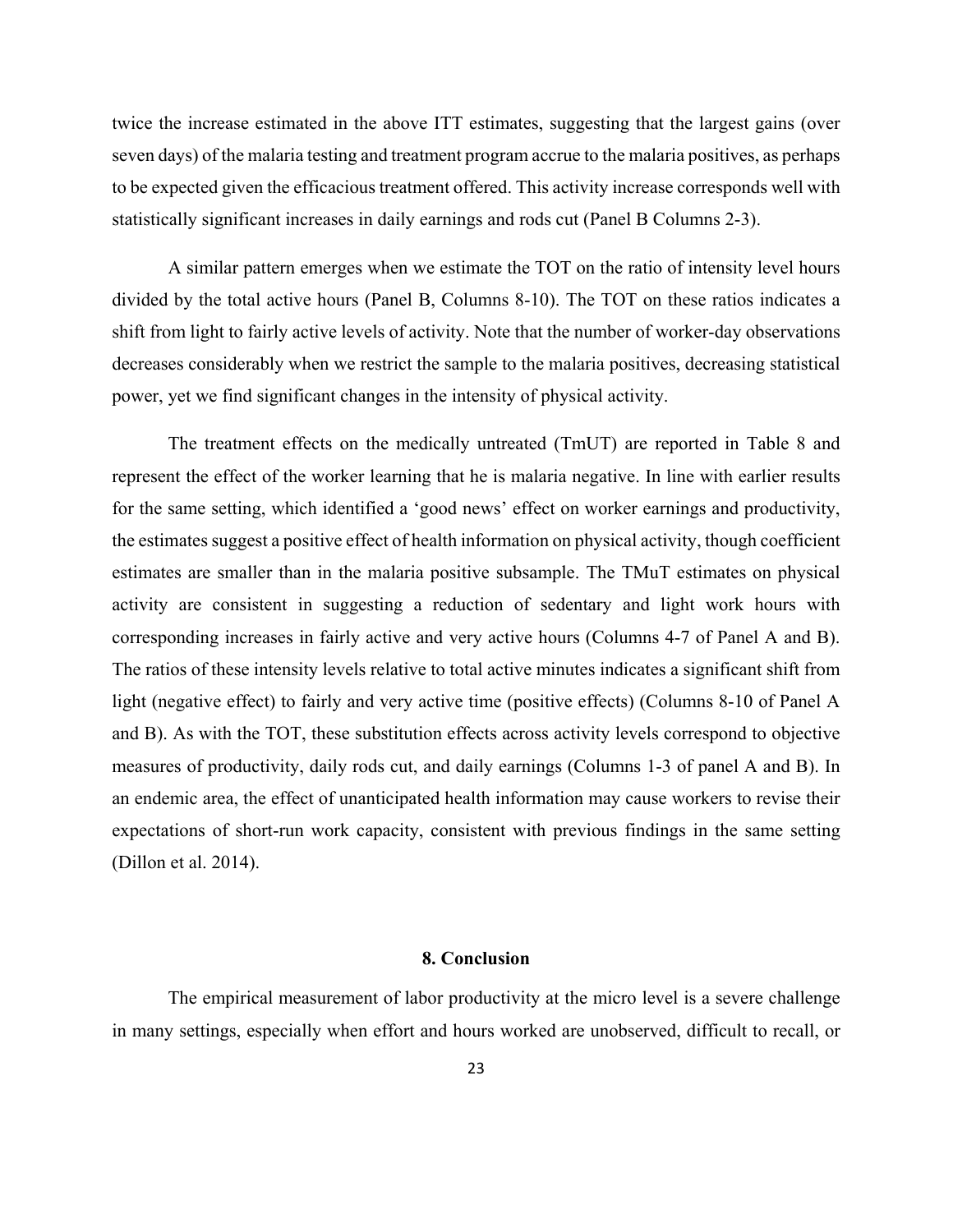twice the increase estimated in the above ITT estimates, suggesting that the largest gains (over seven days) of the malaria testing and treatment program accrue to the malaria positives, as perhaps to be expected given the efficacious treatment offered. This activity increase corresponds well with statistically significant increases in daily earnings and rods cut (Panel B Columns 2-3).

A similar pattern emerges when we estimate the TOT on the ratio of intensity level hours divided by the total active hours (Panel B, Columns 8-10). The TOT on these ratios indicates a shift from light to fairly active levels of activity. Note that the number of worker-day observations decreases considerably when we restrict the sample to the malaria positives, decreasing statistical power, yet we find significant changes in the intensity of physical activity.

The treatment effects on the medically untreated (TmUT) are reported in Table 8 and represent the effect of the worker learning that he is malaria negative. In line with earlier results for the same setting, which identified a 'good news' effect on worker earnings and productivity, the estimates suggest a positive effect of health information on physical activity, though coefficient estimates are smaller than in the malaria positive subsample. The TMuT estimates on physical activity are consistent in suggesting a reduction of sedentary and light work hours with corresponding increases in fairly active and very active hours (Columns 4-7 of Panel A and B). The ratios of these intensity levels relative to total active minutes indicates a significant shift from light (negative effect) to fairly and very active time (positive effects) (Columns 8-10 of Panel A and B). As with the TOT, these substitution effects across activity levels correspond to objective measures of productivity, daily rods cut, and daily earnings (Columns 1-3 of panel A and B). In an endemic area, the effect of unanticipated health information may cause workers to revise their expectations of short-run work capacity, consistent with previous findings in the same setting (Dillon et al. 2014).

## 8. Conclusion

The empirical measurement of labor productivity at the micro level is a severe challenge in many settings, especially when effort and hours worked are unobserved, difficult to recall, or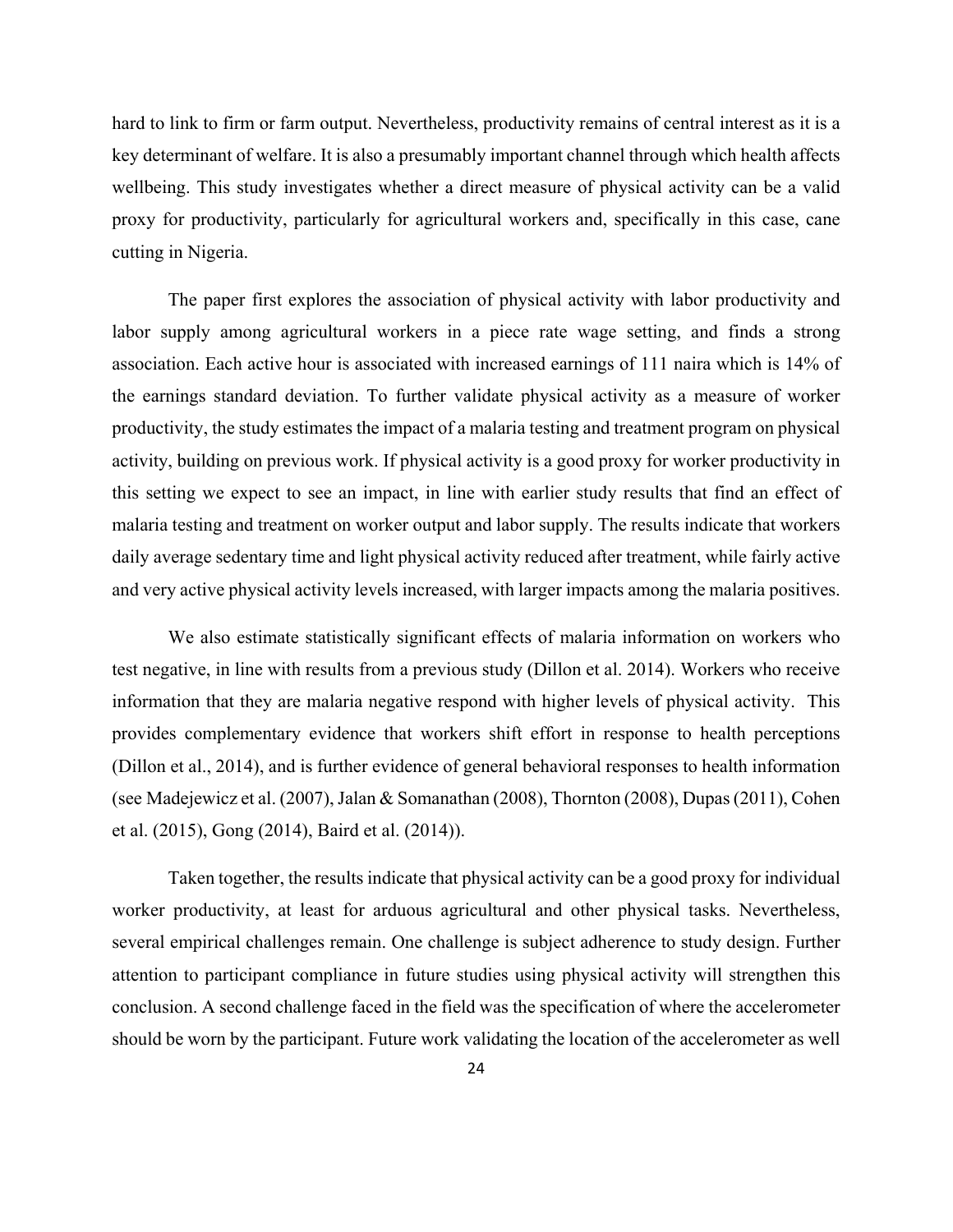hard to link to firm or farm output. Nevertheless, productivity remains of central interest as it is a key determinant of welfare. It is also a presumably important channel through which health affects wellbeing. This study investigates whether a direct measure of physical activity can be a valid proxy for productivity, particularly for agricultural workers and, specifically in this case, cane cutting in Nigeria.

The paper first explores the association of physical activity with labor productivity and labor supply among agricultural workers in a piece rate wage setting, and finds a strong association. Each active hour is associated with increased earnings of 111 naira which is 14% of the earnings standard deviation. To further validate physical activity as a measure of worker productivity, the study estimates the impact of a malaria testing and treatment program on physical activity, building on previous work. If physical activity is a good proxy for worker productivity in this setting we expect to see an impact, in line with earlier study results that find an effect of malaria testing and treatment on worker output and labor supply. The results indicate that workers daily average sedentary time and light physical activity reduced after treatment, while fairly active and very active physical activity levels increased, with larger impacts among the malaria positives.

We also estimate statistically significant effects of malaria information on workers who test negative, in line with results from a previous study (Dillon et al. 2014). Workers who receive information that they are malaria negative respond with higher levels of physical activity. This provides complementary evidence that workers shift effort in response to health perceptions (Dillon et al., 2014), and is further evidence of general behavioral responses to health information (see Madejewicz et al. (2007), Jalan & Somanathan (2008), Thornton (2008), Dupas (2011), Cohen et al. (2015), Gong (2014), Baird et al. (2014)).

Taken together, the results indicate that physical activity can be a good proxy for individual worker productivity, at least for arduous agricultural and other physical tasks. Nevertheless, several empirical challenges remain. One challenge is subject adherence to study design. Further attention to participant compliance in future studies using physical activity will strengthen this conclusion. A second challenge faced in the field was the specification of where the accelerometer should be worn by the participant. Future work validating the location of the accelerometer as well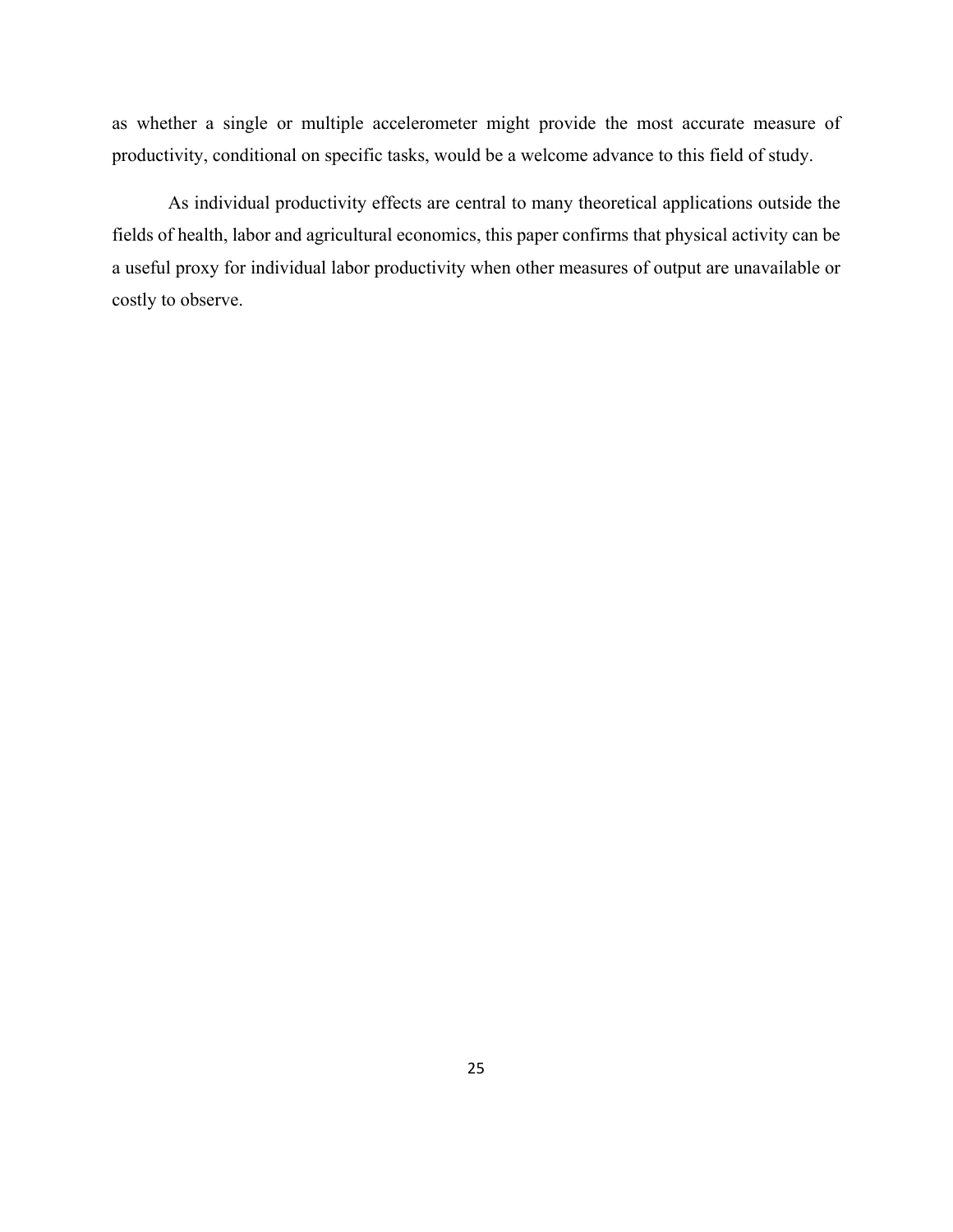as whether a single or multiple accelerometer might provide the most accurate measure of productivity, conditional on specific tasks, would be a welcome advance to this field of study.

As individual productivity effects are central to many theoretical applications outside the fields of health, labor and agricultural economics, this paper confirms that physical activity can be a useful proxy for individual labor productivity when other measures of output are unavailable or costly to observe.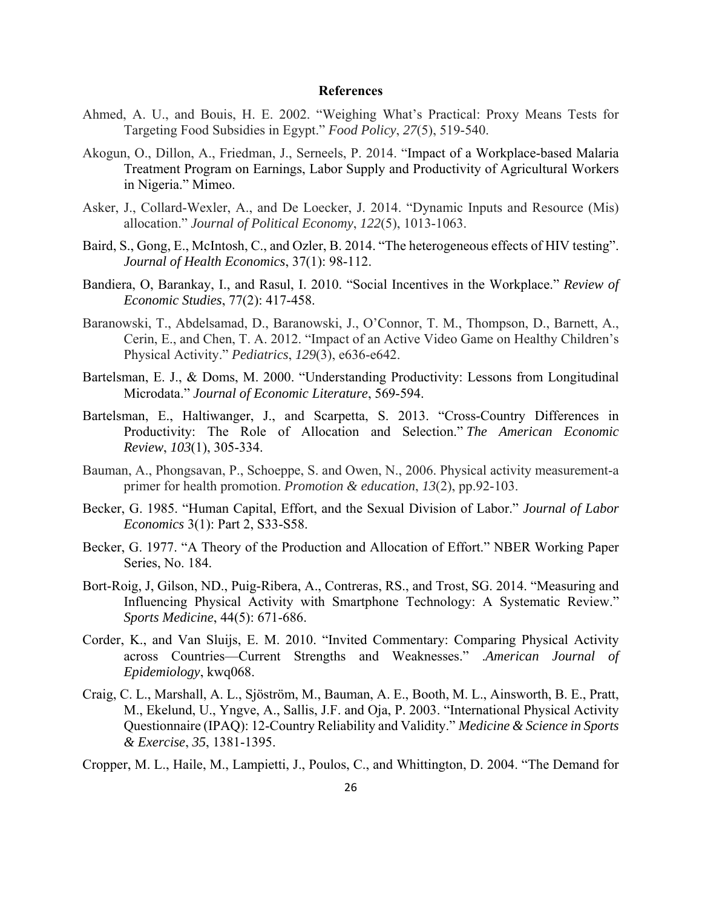# References

Ahmed, A. U., and Bouis, H. E. 2002. "Weighing What's Practical: Proxy Means Tests for Targeting Food Subsidies in Egypt." *Food Policy*, *27*(5), 519-540.

Akogun, O., Dillon, A., Friedman, J., Serneels, P. 2014. "Impact of a Workplace-based Malaria Treatment Program on Earnings, Labor Supply and Productivity of Agricultural Workers in Nigeria." Mimeo.

Asker, J., Collard-Wexler, A., and De Loecker, J. 2014. "Dynamic Inputs and Resource (Mis) allocation." *Journal of Political Economy*, *122*(5), 1013-1063.

Baird, S., Gong, E., McIntosh, C., and Ozler, B. 2014. "The heterogeneous effects of HIV testing". *Journal of Health Economics*, 37(1): 98-112.

Bandiera, O, Barankay, I., and Rasul, I. 2010. "Social Incentives in the Workplace." *Review of Economic Studies*, 77(2): 417-458.

Baranowski, T., Abdelsamad, D., Baranowski, J., O'Connor, T. M., Thompson, D., Barnett, A., Cerin, E., and Chen, T. A. 2012. "Impact of an Active Video Game on Healthy Children's Physical Activity." *Pediatrics*, *129*(3), e636-e642.

Bartelsman, E. J., & Doms, M. 2000. "Understanding Productivity: Lessons from Longitudinal Microdata." *Journal of Economic Literature*, 569-594.

Bartelsman, E., Haltiwanger, J., and Scarpetta, S. 2013. "Cross-Country Differences in Productivity: The Role of Allocation and Selection." *The American Economic Review*, *103*(1), 305-334.

Bauman, A., Phongsavan, P., Schoeppe, S. and Owen, N., 2006. Physical activity measurement-a primer for health promotion. *Promotion & education*, *13*(2), pp.92-103.

Becker, G. 1985. "Human Capital, Effort, and the Sexual Division of Labor." *Journal of Labor Economics* 3(1): Part 2, S33-S58.

Becker, G. 1977. "A Theory of the Production and Allocation of Effort." NBER Working Paper Series, No. 184.

Bort-Roig, J, Gilson, ND., Puig-Ribera, A., Contreras, RS., and Trost, SG. 2014. "Measuring and Influencing Physical Activity with Smartphone Technology: A Systematic Review." *Sports Medicine*, 44(5): 671-686.

Corder, K., and Van Sluijs, E. M. 2010. "Invited Commentary: Comparing Physical Activity across Countries—Current Strengths and Weaknesses." *.American Journal of Epidemiology*, kwq068.

Craig, C. L., Marshall, A. L., Sjöström, M., Bauman, A. E., Booth, M. L., Ainsworth, B. E., Pratt, M., Ekelund, U., Yngve, A., Sallis, J.F. and Oja, P. 2003. "International Physical Activity Questionnaire (IPAQ): 12-Country Reliability and Validity." *Medicine & Science in Sports & Exercise*, *35*, 1381-1395.

Cropper, M. L., Haile, M., Lampietti, J., Poulos, C., and Whittington, D. 2004. "The Demand for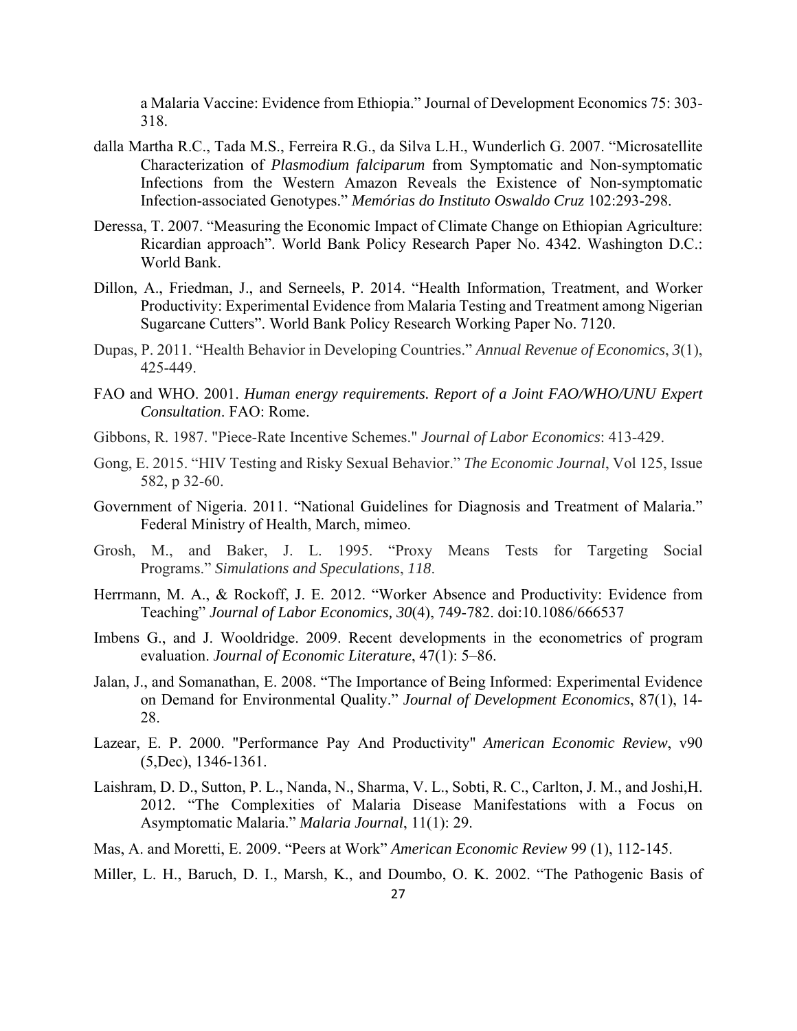a Malaria Vaccine: Evidence from Ethiopia." Journal of Development Economics 75: 303-318.

dalla Martha R.C., Tada M.S., Ferreira R.G., da Silva L.H., Wunderlich G. 2007. "Microsatellite Characterization of *Plasmodium falciparum* from Symptomatic and Non-symptomatic Infections from the Western Amazon Reveals the Existence of Non-symptomatic Infection-associated Genotypes." *Memórias do Instituto Oswaldo Cruz* 102:293-298.

Deressa, T. 2007. "Measuring the Economic Impact of Climate Change on Ethiopian Agriculture: Ricardian approach". World Bank Policy Research Paper No. 4342. Washington D.C.: World Bank.

Dillon, A., Friedman, J., and Serneels, P. 2014. "Health Information, Treatment, and Worker Productivity: Experimental Evidence from Malaria Testing and Treatment among Nigerian Sugarcane Cutters". World Bank Policy Research Working Paper No. 7120.

Dupas, P. 2011. "Health Behavior in Developing Countries." *Annual Revenue of Economics*, *3*(1), 425-449.

FAO and WHO. 2001. *Human energy requirements. Report of a Joint FAO/WHO/UNU Expert Consultation*. FAO: Rome.

Gibbons, R. 1987. "Piece-Rate Incentive Schemes." *Journal of Labor Economics*: 413-429.

Gong, E. 2015. "HIV Testing and Risky Sexual Behavior." *The Economic Journal*, Vol 125, Issue 582, p 32-60.

Government of Nigeria. 2011. "National Guidelines for Diagnosis and Treatment of Malaria." Federal Ministry of Health, March, mimeo.

Grosh, M., and Baker, J. L. 1995. "Proxy Means Tests for Targeting Social Programs." *Simulations and Speculations*, *118*.

Herrmann, M. A., & Rockoff, J. E. 2012. "Worker Absence and Productivity: Evidence from Teaching" *Journal of Labor Economics, 30*(4), 749-782. doi:10.1086/666537

Imbens G., and J. Wooldridge. 2009. Recent developments in the econometrics of program evaluation. *Journal of Economic Literature*, 47(1): 5–86.

Jalan, J., and Somanathan, E. 2008. "The Importance of Being Informed: Experimental Evidence on Demand for Environmental Quality." *Journal of Development Economics*, 87(1), 14-28.

Lazear, E. P. 2000. "Performance Pay And Productivity" *American Economic Review*, v90 (5,Dec), 1346-1361.

Laishram, D. D., Sutton, P. L., Nanda, N., Sharma, V. L., Sobti, R. C., Carlton, J. M., and Joshi,H. 2012. "The Complexities of Malaria Disease Manifestations with a Focus on Asymptomatic Malaria." *Malaria Journal*, 11(1): 29.

Mas, A. and Moretti, E. 2009. "Peers at Work" *American Economic Review* 99 (1), 112-145.

Miller, L. H., Baruch, D. I., Marsh, K., and Doumbo, O. K. 2002. "The Pathogenic Basis of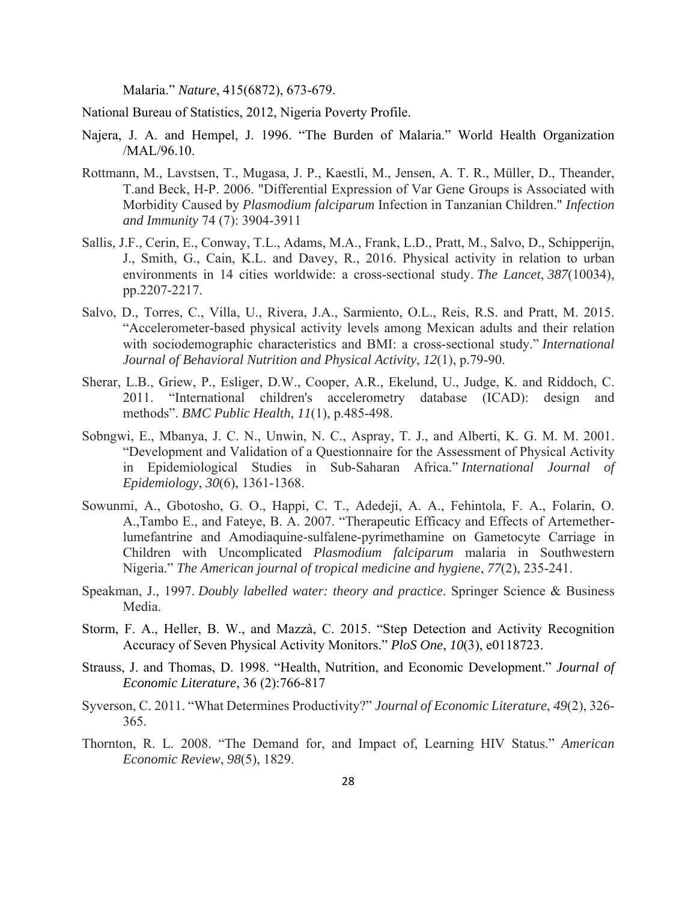Malaria." *Nature*, 415(6872), 673-679.

National Bureau of Statistics, 2012, Nigeria Poverty Profile.

Najera, J. A. and Hempel, J. 1996. "The Burden of Malaria." World Health Organization /MAL/96.10.

Rottmann, M., Lavstsen, T., Mugasa, J. P., Kaestli, M., Jensen, A. T. R., Müller, D., Theander, T.and Beck, H-P. 2006. "Differential Expression of Var Gene Groups is Associated with Morbidity Caused by *Plasmodium falciparum* Infection in Tanzanian Children." *Infection and Immunity* 74 (7): 3904-3911

Sallis, J.F., Cerin, E., Conway, T.L., Adams, M.A., Frank, L.D., Pratt, M., Salvo, D., Schipperijn, J., Smith, G., Cain, K.L. and Davey, R., 2016. Physical activity in relation to urban environments in 14 cities worldwide: a cross-sectional study. *The Lancet*, *387*(10034), pp.2207-2217.

Salvo, D., Torres, C., Villa, U., Rivera, J.A., Sarmiento, O.L., Reis, R.S. and Pratt, M. 2015. "Accelerometer-based physical activity levels among Mexican adults and their relation with sociodemographic characteristics and BMI: a cross-sectional study." *International Journal of Behavioral Nutrition and Physical Activity*, *12*(1), p.79-90.

Sherar, L.B., Griew, P., Esliger, D.W., Cooper, A.R., Ekelund, U., Judge, K. and Riddoch, C. 2011. "International children's accelerometry database (ICAD): design and methods". *BMC Public Health*, *11*(1), p.485-498.

Sobngwi, E., Mbanya, J. C. N., Unwin, N. C., Aspray, T. J., and Alberti, K. G. M. M. 2001. "Development and Validation of a Questionnaire for the Assessment of Physical Activity in Epidemiological Studies in Sub-Saharan Africa." *International Journal of Epidemiology*, *30*(6), 1361-1368.

Sowunmi, A., Gbotosho, G. O., Happi, C. T., Adedeji, A. A., Fehintola, F. A., Folarin, O. A.,Tambo E., and Fateye, B. A. 2007. "Therapeutic Efficacy and Effects of Artemether-lumefantrine and Amodiaquine-sulfalene-pyrimethamine on Gametocyte Carriage in Children with Uncomplicated *Plasmodium falciparum* malaria in Southwestern Nigeria." *The American journal of tropical medicine and hygiene*, *77*(2), 235-241.

Speakman, J., 1997. *Doubly labelled water: theory and practice*. Springer Science & Business Media.

Storm, F. A., Heller, B. W., and Mazzà, C. 2015. "Step Detection and Activity Recognition Accuracy of Seven Physical Activity Monitors." *PloS One*, *10*(3), e0118723.

Strauss, J. and Thomas, D. 1998. "Health, Nutrition, and Economic Development." *Journal of Economic Literature*, 36 (2):766-817

Syverson, C. 2011. "What Determines Productivity?" *Journal of Economic Literature*, *49*(2), 326-365.

Thornton, R. L. 2008. "The Demand for, and Impact of, Learning HIV Status." *American Economic Review*, *98*(5), 1829.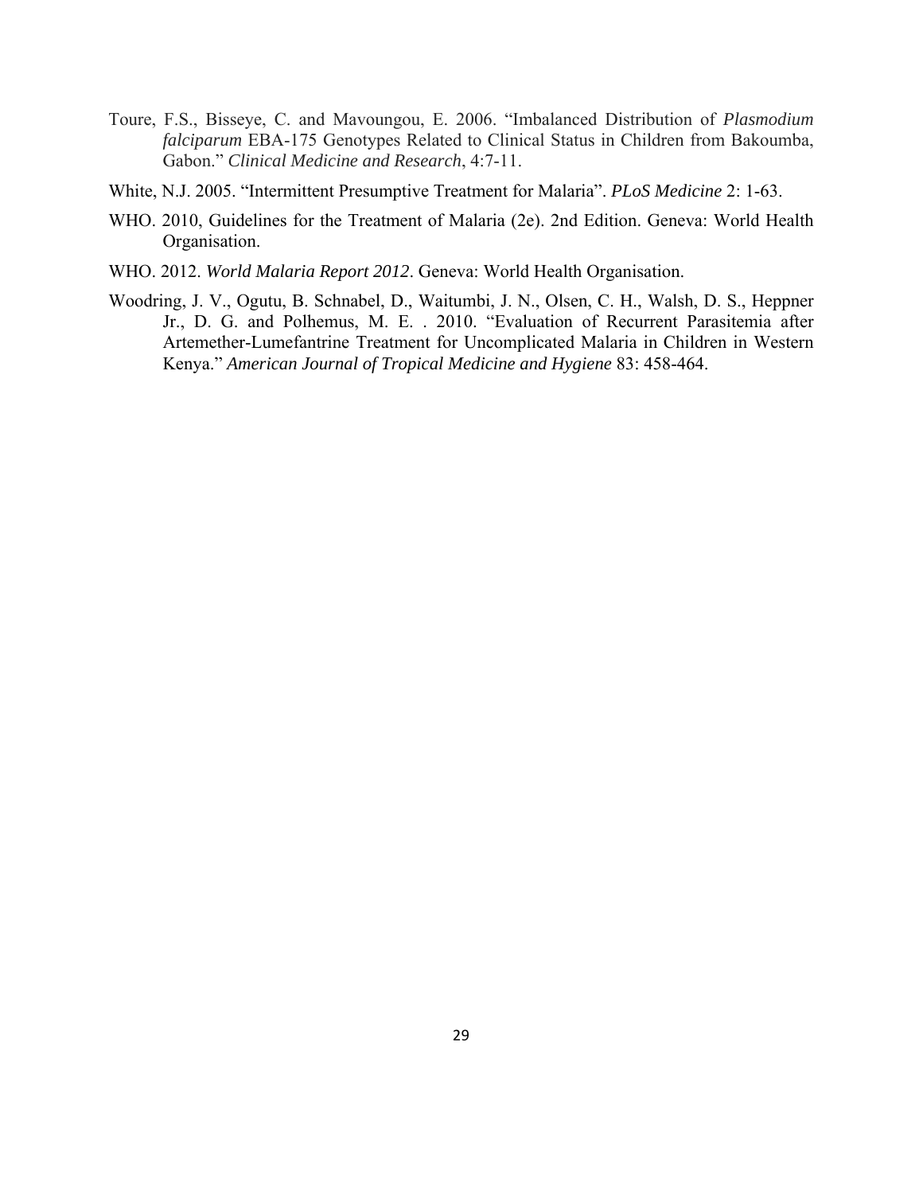Toure, F.S., Bisseye, C. and Mavoungou, E. 2006. "Imbalanced Distribution of *Plasmodium falciparum* EBA-175 Genotypes Related to Clinical Status in Children from Bakoumba, Gabon." *Clinical Medicine and Research*, 4:7-11.

White, N.J. 2005. "Intermittent Presumptive Treatment for Malaria". *PLoS Medicine* 2: 1-63.

WHO. 2010, Guidelines for the Treatment of Malaria (2e). 2nd Edition. Geneva: World Health Organisation.

WHO. 2012. *World Malaria Report 2012*. Geneva: World Health Organisation.

Woodring, J. V., Ogutu, B. Schnabel, D., Waitumbi, J. N., Olsen, C. H., Walsh, D. S., Heppner Jr., D. G. and Polhemus, M. E. . 2010. "Evaluation of Recurrent Parasitemia after Artemether-Lumefantrine Treatment for Uncomplicated Malaria in Children in Western Kenya." *American Journal of Tropical Medicine and Hygiene* 83: 458-464.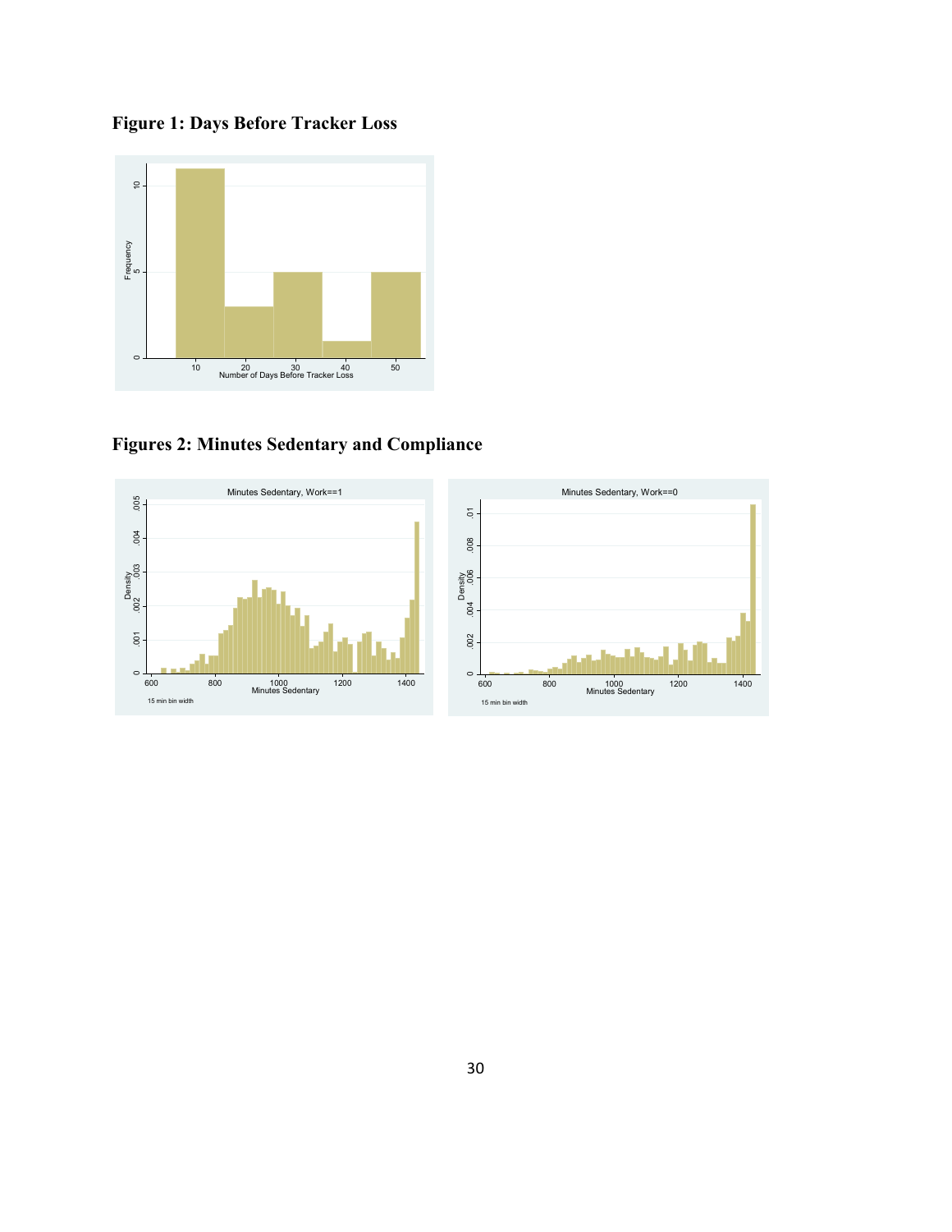**Figure 1: Days Before Tracker Loss**

**Figures 2: Minutes Sedentary and Compliance**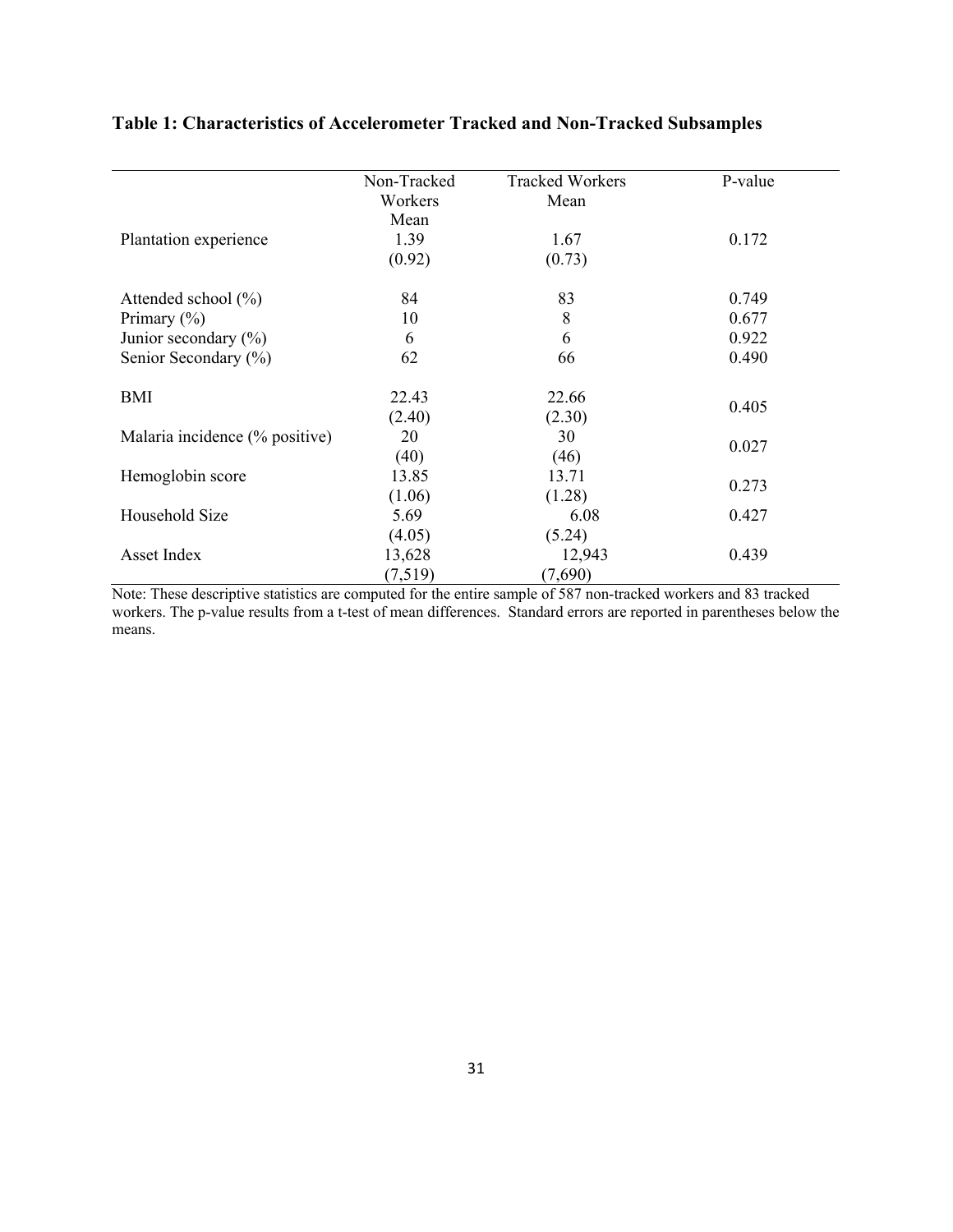**Table 1: Characteristics of Accelerometer Tracked and Non-Tracked Subsamples**

| | Non-Tracked Workers Mean | Tracked Workers Mean | P-value |
|---|---|---|---|
| Plantation experience | 1.39 | 1.67 | 0.172 |
| | (0.92) | (0.73) | |
| Attended school (%) | 84 | 83 | 0.749 |
| Primary (%) | 10 | 8 | 0.677 |
| Junior secondary (%) | 6 | 6 | 0.922 |
| Senior Secondary (%) | 62 | 66 | 0.490 |
| BMI | 22.43 | 22.66 | 0.405 |
| | (2.40) | (2.30) | |
| Malaria incidence (% positive) | 20 | 30 | 0.027 |
| | (40) | (46) | |
| Hemoglobin score | 13.85 | 13.71 | 0.273 |
| | (1.06) | (1.28) | |
| Household Size | 5.69 | 6.08 | 0.427 |
| | (4.05) | (5.24) | |
| Asset Index | 13,628 | 12,943 | 0.439 |
| | (7,519) | (7,690) | |

Note: These descriptive statistics are computed for the entire sample of 587 non-tracked workers and 83 tracked workers. The p-value results from a t-test of mean differences. Standard errors are reported in parentheses below the means.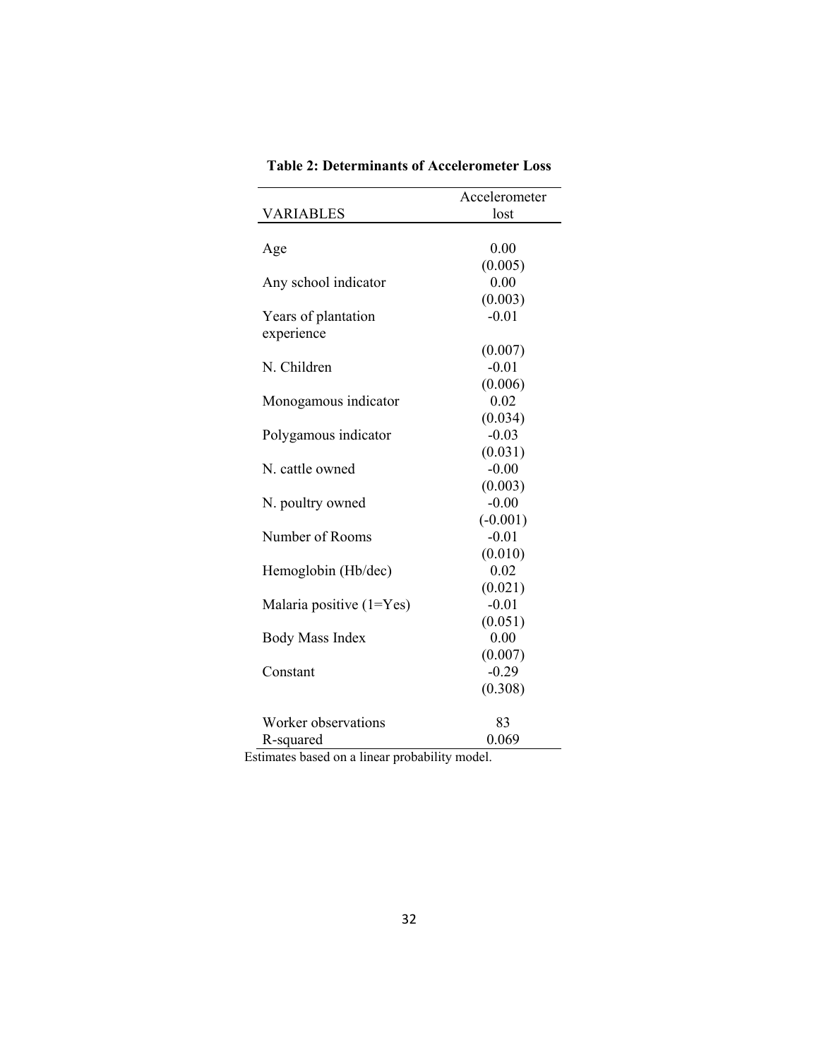**Table 2: Determinants of Accelerometer Loss**

| VARIABLES | Accelerometer lost |
|---|---|
| Age | 0.00 |
| | (0.005) |
| Any school indicator | 0.00 |
| | (0.003) |
| Years of plantation experience | -0.01 |
| | (0.007) |
| N. Children | -0.01 |
| | (0.006) |
| Monogamous indicator | 0.02 |
| | (0.034) |
| Polygamous indicator | -0.03 |
| | (0.031) |
| N. cattle owned | -0.00 |
| | (0.003) |
| N. poultry owned | -0.00 |
| | (-0.001) |
| Number of Rooms | -0.01 |
| | (0.010) |
| Hemoglobin (Hb/dec) | 0.02 |
| | (0.021) |
| Malaria positive (1=Yes) | -0.01 |
| | (0.051) |
| Body Mass Index | 0.00 |
| | (0.007) |
| Constant | -0.29 |
| | (0.308) |
| Worker observations | 83 |
| R-squared | 0.069 |

Estimates based on a linear probability model.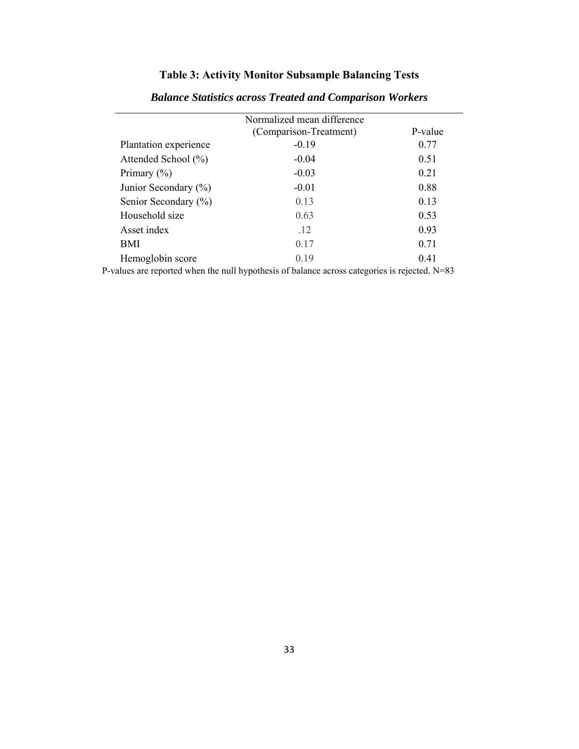# Table 3: Activity Monitor Subsample Balancing Tests

***Balance Statistics across Treated and Comparison Workers***

| | Normalized mean difference (Comparison-Treatment) | P-value |
|---|---|---|
| Plantation experience | -0.19 | 0.77 |
| Attended School (%) | -0.04 | 0.51 |
| Primary (%) | -0.03 | 0.21 |
| Junior Secondary (%) | -0.01 | 0.88 |
| Senior Secondary (%) | 0.13 | 0.13 |
| Household size | 0.63 | 0.53 |
| Asset index | .12 | 0.93 |
| BMI | 0.17 | 0.71 |
| Hemoglobin score | 0.19 | 0.41 |

P-values are reported when the null hypothesis of balance across categories is rejected. N=83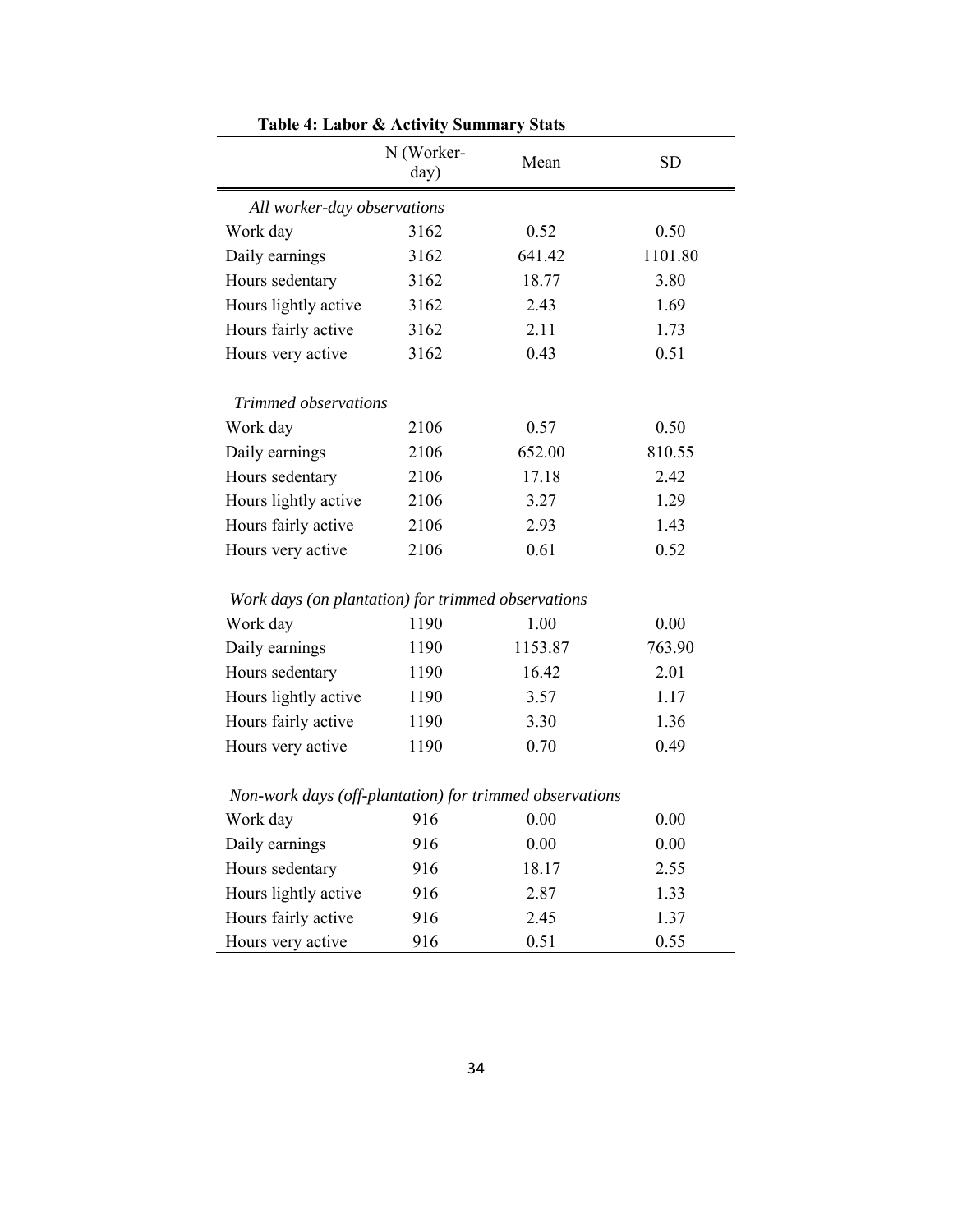**Table 4: Labor & Activity Summary Stats**

| | N (Worker-day) | Mean | SD |
|---|---|---|---|
| *All worker-day observations* | | | |
| Work day | 3162 | 0.52 | 0.50 |
| Daily earnings | 3162 | 641.42 | 1101.80 |
| Hours sedentary | 3162 | 18.77 | 3.80 |
| Hours lightly active | 3162 | 2.43 | 1.69 |
| Hours fairly active | 3162 | 2.11 | 1.73 |
| Hours very active | 3162 | 0.43 | 0.51 |
| *Trimmed observations* | | | |
| Work day | 2106 | 0.57 | 0.50 |
| Daily earnings | 2106 | 652.00 | 810.55 |
| Hours sedentary | 2106 | 17.18 | 2.42 |
| Hours lightly active | 2106 | 3.27 | 1.29 |
| Hours fairly active | 2106 | 2.93 | 1.43 |
| Hours very active | 2106 | 0.61 | 0.52 |
| *Work days (on plantation) for trimmed observations* | | | |
| Work day | 1190 | 1.00 | 0.00 |
| Daily earnings | 1190 | 1153.87 | 763.90 |
| Hours sedentary | 1190 | 16.42 | 2.01 |
| Hours lightly active | 1190 | 3.57 | 1.17 |
| Hours fairly active | 1190 | 3.30 | 1.36 |
| Hours very active | 1190 | 0.70 | 0.49 |
| *Non-work days (off-plantation) for trimmed observations* | | | |
| Work day | 916 | 0.00 | 0.00 |
| Daily earnings | 916 | 0.00 | 0.00 |
| Hours sedentary | 916 | 18.17 | 2.55 |
| Hours lightly active | 916 | 2.87 | 1.33 |
| Hours fairly active | 916 | 2.45 | 1.37 |
| Hours very active | 916 | 0.51 | 0.55 |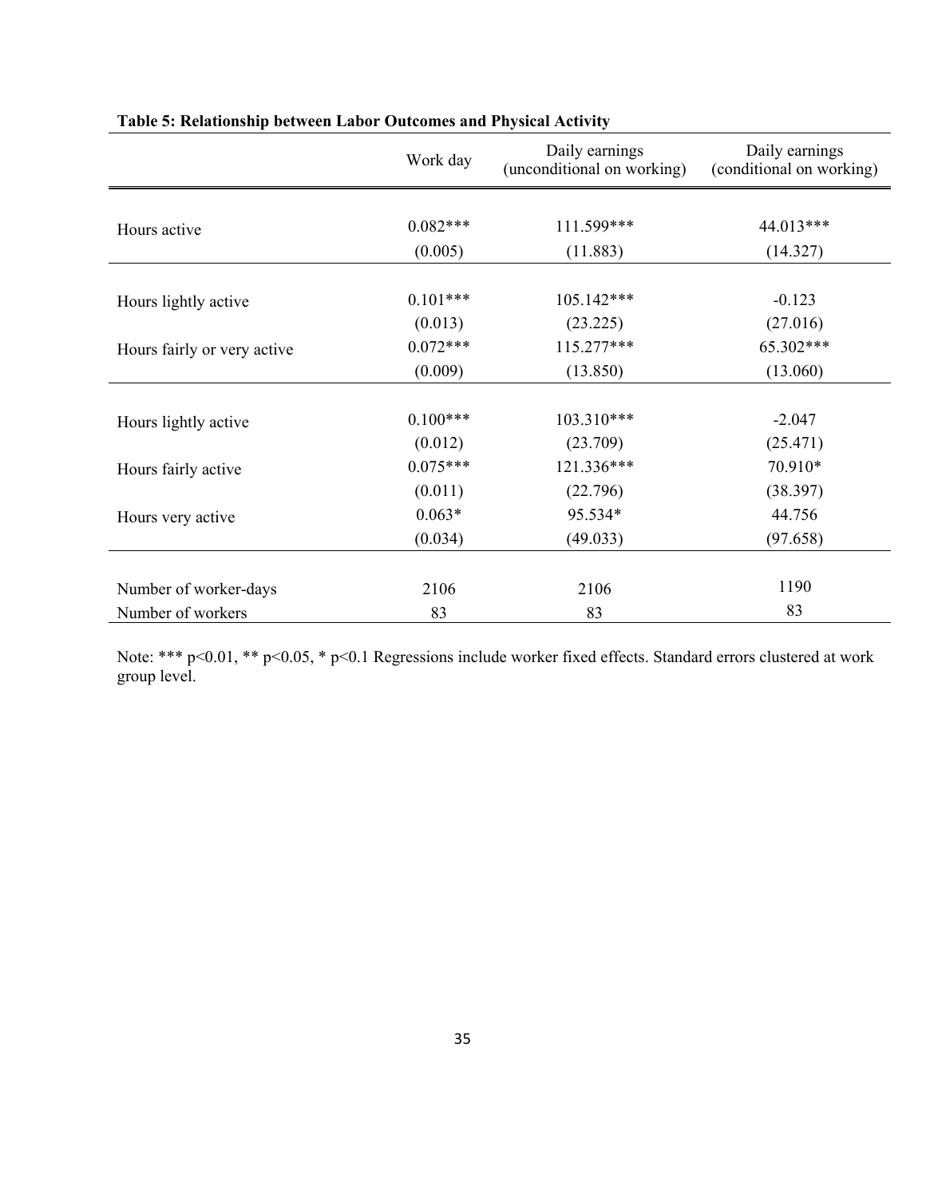**Table 5: Relationship between Labor Outcomes and Physical Activity**

| | Work day | Daily earnings (unconditional on working) | Daily earnings (conditional on working) |
|---|---|---|---|
| Hours active | 0.082*** | 111.599*** | 44.013*** |
| | (0.005) | (11.883) | (14.327) |
| Hours lightly active | 0.101*** | 105.142*** | -0.123 |
| | (0.013) | (23.225) | (27.016) |
| Hours fairly or very active | 0.072*** | 115.277*** | 65.302*** |
| | (0.009) | (13.850) | (13.060) |
| Hours lightly active | 0.100*** | 103.310*** | -2.047 |
| | (0.012) | (23.709) | (25.471) |
| Hours fairly active | 0.075*** | 121.336*** | 70.910* |
| | (0.011) | (22.796) | (38.397) |
| Hours very active | 0.063* | 95.534* | 44.756 |
| | (0.034) | (49.033) | (97.658) |
| Number of worker-days | 2106 | 2106 | 1190 |
| Number of workers | 83 | 83 | 83 |

Note: *** p<0.01, ** p<0.05, * p<0.1 Regressions include worker fixed effects. Standard errors clustered at work group level.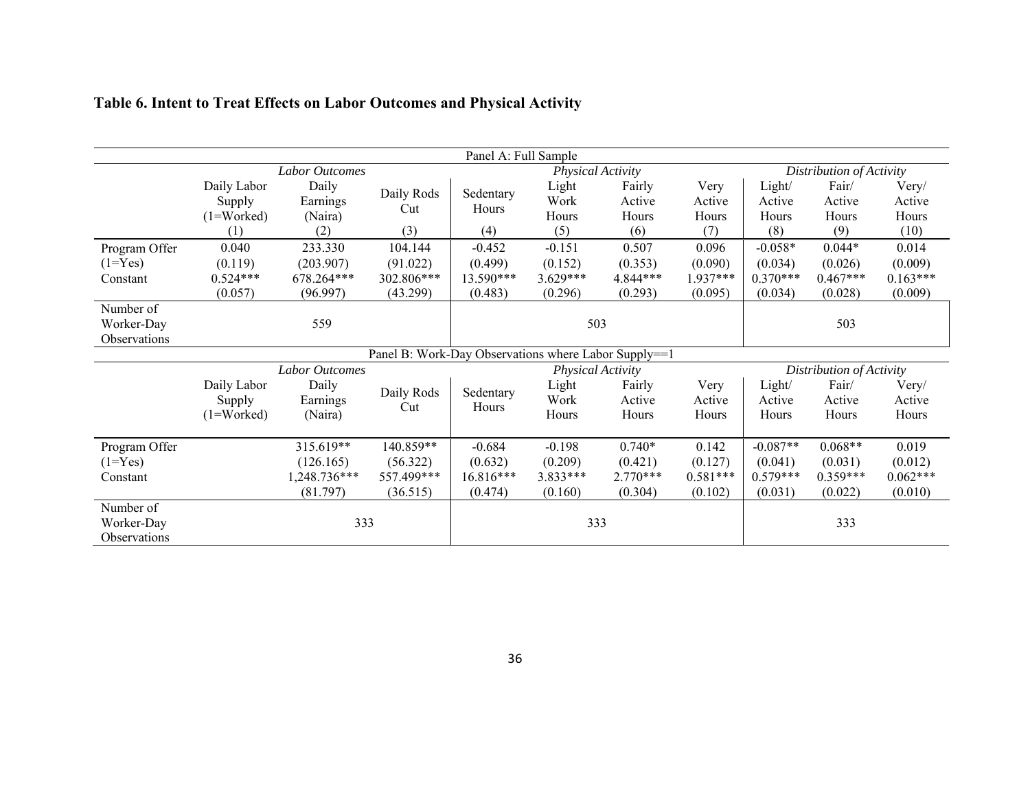**Table 6. Intent to Treat Effects on Labor Outcomes and Physical Activity**

| Panel A: Full Sample | | | | | | | | | | |
|---|---|---|---|---|---|---|---|---|---|---|
| | *Labor Outcomes* | | | *Physical Activity* | | | | *Distribution of Activity* | | |
| | Daily Labor Supply (1=Worked) | Daily Earnings (Naira) | Daily Rods Cut | Sedentary Hours | Light Work Hours | Fairly Active Hours | Very Active Hours | Light/ Active Hours | Fair/ Active Hours | Very/ Active Hours |
| | (1) | (2) | (3) | (4) | (5) | (6) | (7) | (8) | (9) | (10) |
| Program Offer (1=Yes) | 0.040 | 233.330 | 104.144 | -0.452 | -0.151 | 0.507 | 0.096 | -0.058* | 0.044* | 0.014 |
| | (0.119) | (203.907) | (91.022) | (0.499) | (0.152) | (0.353) | (0.090) | (0.034) | (0.026) | (0.009) |
| Constant | 0.524*** | 678.264*** | 302.806*** | 13.590*** | 3.629*** | 4.844*** | 1.937*** | 0.370*** | 0.467*** | 0.163*** |
| | (0.057) | (96.997) | (43.299) | (0.483) | (0.296) | (0.293) | (0.095) | (0.034) | (0.028) | (0.009) |
| Number of Worker-Day Observations | | 559 | | | 503 | | | | 503 | |

| Panel B: Work-Day Observations where Labor Supply==1 | | | | | | | | | | |
|---|---|---|---|---|---|---|---|---|---|---|
| | *Labor Outcomes* | | | *Physical Activity* | | | | *Distribution of Activity* | | |
| | Daily Labor Supply (1=Worked) | Daily Earnings (Naira) | Daily Rods Cut | Sedentary Hours | Light Work Hours | Fairly Active Hours | Very Active Hours | Light/ Active Hours | Fair/ Active Hours | Very/ Active Hours |
| Program Offer (1=Yes) | | 315.619** | 140.859** | -0.684 | -0.198 | 0.740* | 0.142 | -0.087** | 0.068** | 0.019 |
| | | (126.165) | (56.322) | (0.632) | (0.209) | (0.421) | (0.127) | (0.041) | (0.031) | (0.012) |
| Constant | | 1,248.736*** | 557.499*** | 16.816*** | 3.833*** | 2.770*** | 0.581*** | 0.579*** | 0.359*** | 0.062*** |
| | | (81.797) | (36.515) | (0.474) | (0.160) | (0.304) | (0.102) | (0.031) | (0.022) | (0.010) |
| Number of Worker-Day Observations | | 333 | | | 333 | | | | 333 | |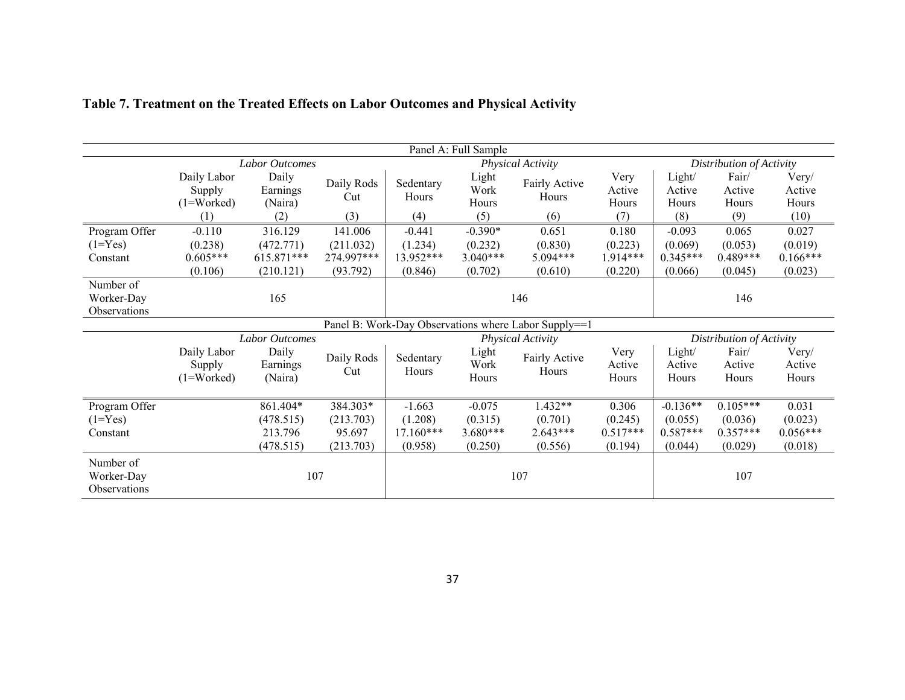**Table 7. Treatment on the Treated Effects on Labor Outcomes and Physical Activity**

| Panel A: Full Sample | | | | | | | | | | |
|---|---|---|---|---|---|---|---|---|---|---|
| | *Labor Outcomes* | | | *Physical Activity* | | | | *Distribution of Activity* | | |
| | Daily Labor Supply (1=Worked) | Daily Earnings (Naira) | Daily Rods Cut | Sedentary Hours | Light Work Hours | Fairly Active Hours | Very Active Hours | Light/ Active Hours | Fair/ Active Hours | Very/ Active Hours |
| | (1) | (2) | (3) | (4) | (5) | (6) | (7) | (8) | (9) | (10) |
| Program Offer | -0.110 | 316.129 | 141.006 | -0.441 | -0.390* | 0.651 | 0.180 | -0.093 | 0.065 | 0.027 |
| (1=Yes) | (0.238) | (472.771) | (211.032) | (1.234) | (0.232) | (0.830) | (0.223) | (0.069) | (0.053) | (0.019) |
| Constant | 0.605*** | 615.871*** | 274.997*** | 13.952*** | 3.040*** | 5.094*** | 1.914*** | 0.345*** | 0.489*** | 0.166*** |
| | (0.106) | (210.121) | (93.792) | (0.846) | (0.702) | (0.610) | (0.220) | (0.066) | (0.045) | (0.023) |
| Number of Worker-Day Observations | | 165 | | | | 146 | | | 146 | |

| Panel B: Work-Day Observations where Labor Supply==1 | | | | | | | | | | |
|---|---|---|---|---|---|---|---|---|---|---|
| | *Labor Outcomes* | | | *Physical Activity* | | | | *Distribution of Activity* | | |
| | Daily Labor Supply (1=Worked) | Daily Earnings (Naira) | Daily Rods Cut | Sedentary Hours | Light Work Hours | Fairly Active Hours | Very Active Hours | Light/ Active Hours | Fair/ Active Hours | Very/ Active Hours |
| Program Offer | | 861.404* | 384.303* | -1.663 | -0.075 | 1.432** | 0.306 | -0.136** | 0.105*** | 0.031 |
| (1=Yes) | | (478.515) | (213.703) | (1.208) | (0.315) | (0.701) | (0.245) | (0.055) | (0.036) | (0.023) |
| Constant | | 213.796 | 95.697 | 17.160*** | 3.680*** | 2.643*** | 0.517*** | 0.587*** | 0.357*** | 0.056*** |
| | | (478.515) | (213.703) | (0.958) | (0.250) | (0.556) | (0.194) | (0.044) | (0.029) | (0.018) |
| Number of Worker-Day Observations | | 107 | | | | 107 | | | 107 | |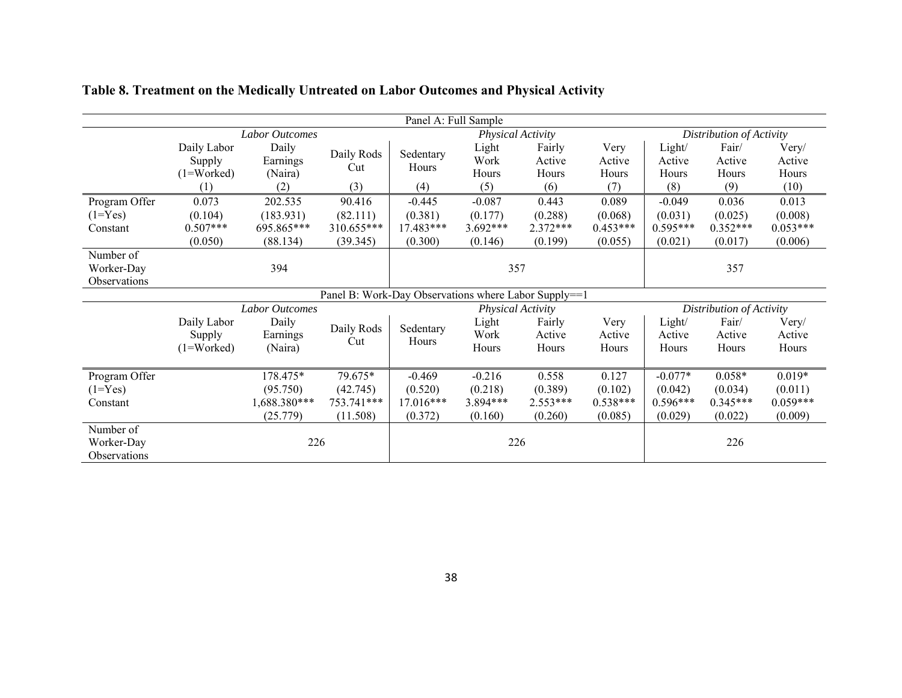**Table 8. Treatment on the Medically Untreated on Labor Outcomes and Physical Activity**

| Panel A: Full Sample | | | | | | | | | | |
|---|---|---|---|---|---|---|---|---|---|---|
| | *Labor Outcomes* | | | *Physical Activity* | | | | *Distribution of Activity* | | |
| | Daily Labor Supply (1=Worked) | Daily Earnings (Naira) | Daily Rods Cut | Sedentary Hours | Light Work Hours | Fairly Active Hours | Very Active Hours | Light/ Active Hours | Fair/ Active Hours | Very/ Active Hours |
| | (1) | (2) | (3) | (4) | (5) | (6) | (7) | (8) | (9) | (10) |
| Program Offer | 0.073 | 202.535 | 90.416 | -0.445 | -0.087 | 0.443 | 0.089 | -0.049 | 0.036 | 0.013 |
| (1=Yes) | (0.104) | (183.931) | (82.111) | (0.381) | (0.177) | (0.288) | (0.068) | (0.031) | (0.025) | (0.008) |
| Constant | 0.507*** | 695.865*** | 310.655*** | 17.483*** | 3.692*** | 2.372*** | 0.453*** | 0.595*** | 0.352*** | 0.053*** |
| | (0.050) | (88.134) | (39.345) | (0.300) | (0.146) | (0.199) | (0.055) | (0.021) | (0.017) | (0.006) |
| Number of Worker-Day Observations | | 394 | | | 357 | | | | 357 | |

| Panel B: Work-Day Observations where Labor Supply==1 | | | | | | | | | | |
|---|---|---|---|---|---|---|---|---|---|---|
| | *Labor Outcomes* | | | *Physical Activity* | | | | *Distribution of Activity* | | |
| | Daily Labor Supply (1=Worked) | Daily Earnings (Naira) | Daily Rods Cut | Sedentary Hours | Light Work Hours | Fairly Active Hours | Very Active Hours | Light/ Active Hours | Fair/ Active Hours | Very/ Active Hours |
| Program Offer | | 178.475* | 79.675* | -0.469 | -0.216 | 0.558 | 0.127 | -0.077* | 0.058* | 0.019* |
| (1=Yes) | | (95.750) | (42.745) | (0.520) | (0.218) | (0.389) | (0.102) | (0.042) | (0.034) | (0.011) |
| Constant | | 1,688.380*** | 753.741*** | 17.016*** | 3.894*** | 2.553*** | 0.538*** | 0.596*** | 0.345*** | 0.059*** |
| | | (25.779) | (11.508) | (0.372) | (0.160) | (0.260) | (0.085) | (0.029) | (0.022) | (0.009) |
| Number of Worker-Day Observations | | 226 | | | 226 | | | | 226 | |